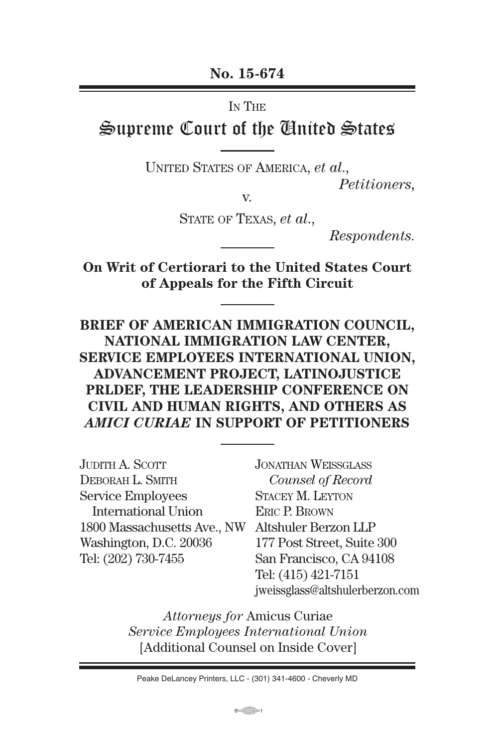**No. 15-674**

IN THE

# Supreme Court of the United States

UNITED STATES OF AMERICA, *et al.*,
*Petitioners*,

v.

STATE OF TEXAS, *et al.*,
*Respondents.*

**On Writ of Certiorari to the United States Court of Appeals for the Fifth Circuit**

**BRIEF OF AMERICAN IMMIGRATION COUNCIL, NATIONAL IMMIGRATION LAW CENTER, SERVICE EMPLOYEES INTERNATIONAL UNION, ADVANCEMENT PROJECT, LATINOJUSTICE PRLDEF, THE LEADERSHIP CONFERENCE ON CIVIL AND HUMAN RIGHTS, AND OTHERS AS *AMICI CURIAE* IN SUPPORT OF PETITIONERS**

JUDITH A. SCOTT
DEBORAH L. SMITH
Service Employees International Union
1800 Massachusetts Ave., NW
Washington, D.C. 20036
Tel: (202) 730-7455

JONATHAN WEISSGLASS
*Counsel of Record*
STACEY M. LEYTON
ERIC P. BROWN
Altshuler Berzon LLP
177 Post Street, Suite 300
San Francisco, CA 94108
Tel: (415) 421-7151
jweissglass@altshulerberzon.com

*Attorneys for* Amicus Curiae *Service Employees International Union*
[Additional Counsel on Inside Cover]

Peake DeLancey Printers, LLC - (301) 341-4600 - Cheverly MD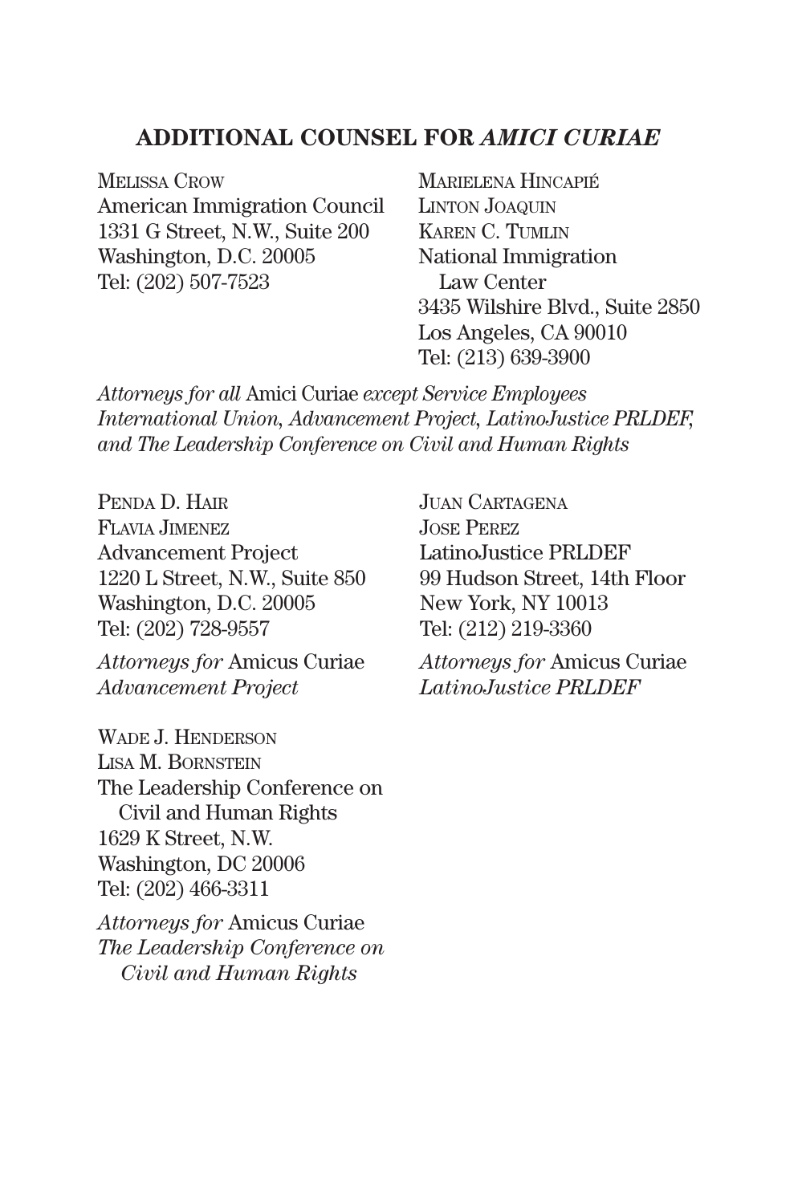## ADDITIONAL COUNSEL FOR *AMICI CURIAE*

MELISSA CROW
American Immigration Council
1331 G Street, N.W., Suite 200
Washington, D.C. 20005
Tel: (202) 507-7523

MARIELENA HINCAPIÉ
LINTON JOAQUIN
KAREN C. TUMLIN
National Immigration Law Center
3435 Wilshire Blvd., Suite 2850
Los Angeles, CA 90010
Tel: (213) 639-3900

*Attorneys for all* Amici Curiae *except Service Employees International Union, Advancement Project, LatinoJustice PRLDEF, and The Leadership Conference on Civil and Human Rights*

PENDA D. HAIR
FLAVIA JIMENEZ
Advancement Project
1220 L Street, N.W., Suite 850
Washington, D.C. 20005
Tel: (202) 728-9557

*Attorneys for* Amicus Curiae *Advancement Project*

JUAN CARTAGENA
JOSE PEREZ
LatinoJustice PRLDEF
99 Hudson Street, 14th Floor
New York, NY 10013
Tel: (212) 219-3360

*Attorneys for* Amicus Curiae *LatinoJustice PRLDEF*

WADE J. HENDERSON
LISA M. BORNSTEIN
The Leadership Conference on Civil and Human Rights
1629 K Street, N.W.
Washington, DC 20006
Tel: (202) 466-3311

*Attorneys for* Amicus Curiae *The Leadership Conference on Civil and Human Rights*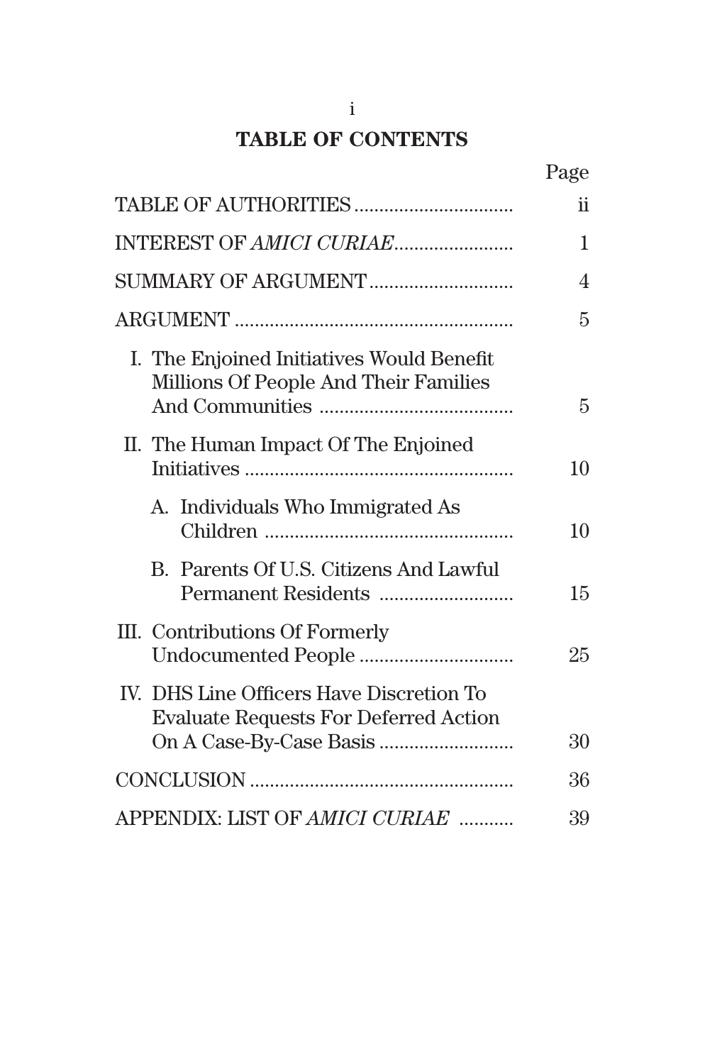# TABLE OF CONTENTS

| | Page |
|---|---|
| TABLE OF AUTHORITIES | ii |
| INTEREST OF *AMICI CURIAE* | 1 |
| SUMMARY OF ARGUMENT | 4 |
| ARGUMENT | 5 |
| I. The Enjoined Initiatives Would Benefit Millions Of People And Their Families And Communities | 5 |
| II. The Human Impact Of The Enjoined Initiatives | 10 |
| A. Individuals Who Immigrated As Children | 10 |
| B. Parents Of U.S. Citizens And Lawful Permanent Residents | 15 |
| III. Contributions Of Formerly Undocumented People | 25 |
| IV. DHS Line Officers Have Discretion To Evaluate Requests For Deferred Action On A Case-By-Case Basis | 30 |
| CONCLUSION | 36 |
| APPENDIX: LIST OF *AMICI CURIAE* | 39 |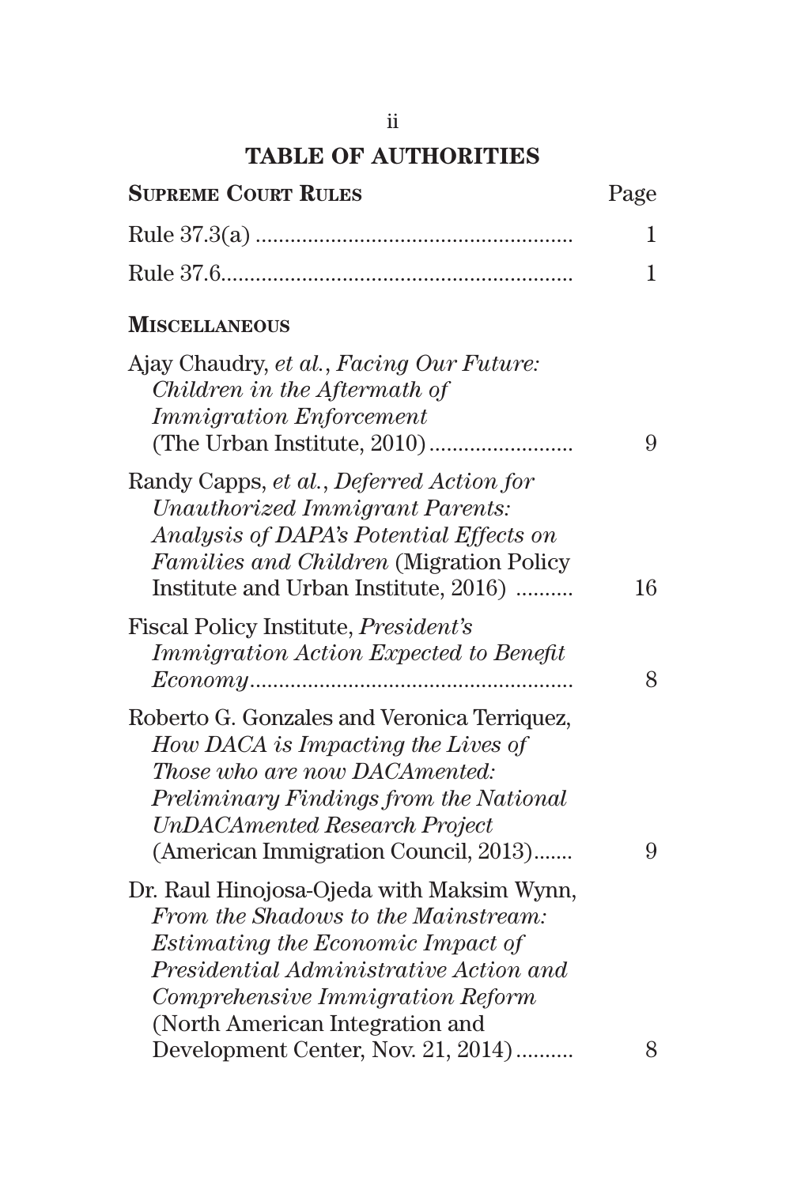## TABLE OF AUTHORITIES

| **SUPREME COURT RULES** | Page |
|---|---|
| Rule 37.3(a) | 1 |
| Rule 37.6 | 1 |

**MISCELLANEOUS**

| | |
|---|---|
| Ajay Chaudry, *et al.*, *Facing Our Future: Children in the Aftermath of Immigration Enforcement* (The Urban Institute, 2010) | 9 |
| Randy Capps, *et al.*, *Deferred Action for Unauthorized Immigrant Parents: Analysis of DAPA's Potential Effects on Families and Children* (Migration Policy Institute and Urban Institute, 2016) | 16 |
| Fiscal Policy Institute, *President's Immigration Action Expected to Benefit Economy* | 8 |
| Roberto G. Gonzales and Veronica Terriquez, *How DACA is Impacting the Lives of Those who are now DACAmented: Preliminary Findings from the National UnDACAmented Research Project* (American Immigration Council, 2013) | 9 |
| Dr. Raul Hinojosa-Ojeda with Maksim Wynn, *From the Shadows to the Mainstream: Estimating the Economic Impact of Presidential Administrative Action and Comprehensive Immigration Reform* (North American Integration and Development Center, Nov. 21, 2014) | 8 |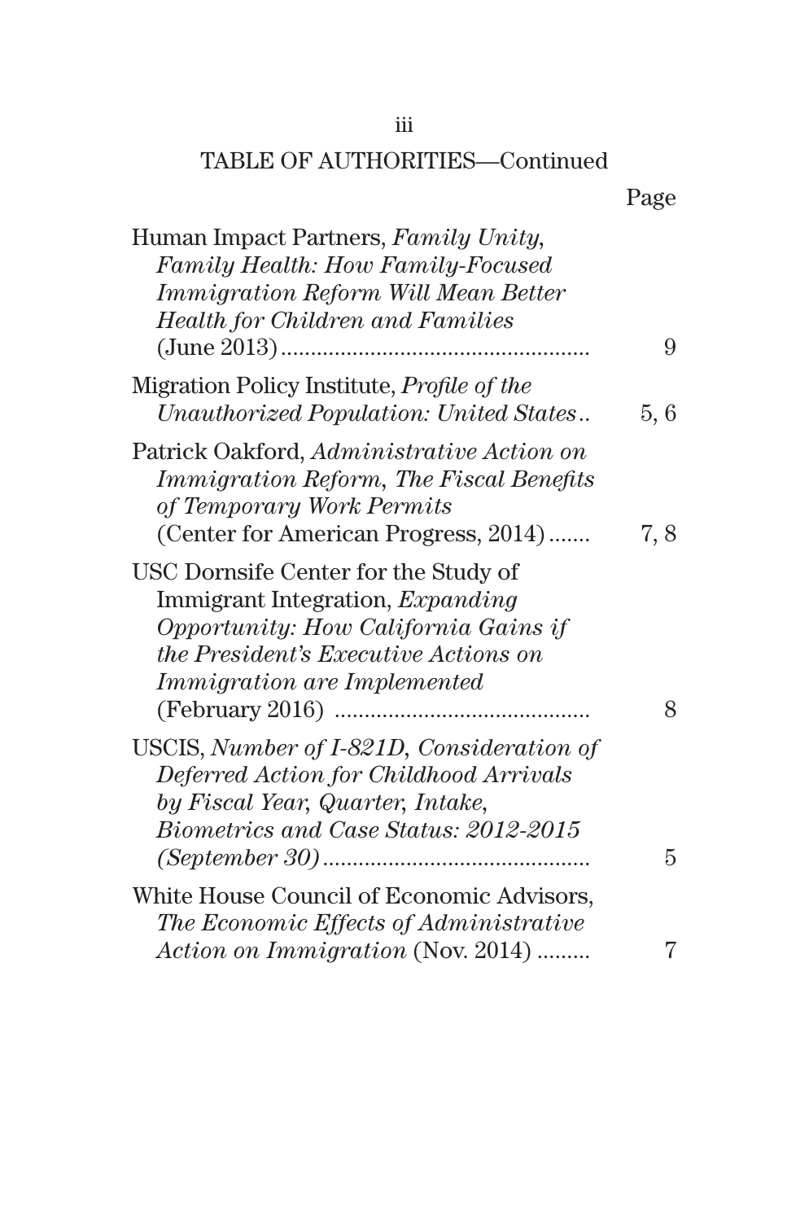TABLE OF AUTHORITIES—Continued

| | Page |
|---|---|
| Human Impact Partners, *Family Unity, Family Health: How Family-Focused Immigration Reform Will Mean Better Health for Children and Families* (June 2013) | 9 |
| Migration Policy Institute, *Profile of the Unauthorized Population: United States* | 5, 6 |
| Patrick Oakford, *Administrative Action on Immigration Reform, The Fiscal Benefits of Temporary Work Permits* (Center for American Progress, 2014) | 7, 8 |
| USC Dornsife Center for the Study of Immigrant Integration, *Expanding Opportunity: How California Gains if the President's Executive Actions on Immigration are Implemented* (February 2016) | 8 |
| USCIS, *Number of I-821D, Consideration of Deferred Action for Childhood Arrivals by Fiscal Year, Quarter, Intake, Biometrics and Case Status: 2012-2015 (September 30)* | 5 |
| White House Council of Economic Advisors, *The Economic Effects of Administrative Action on Immigration* (Nov. 2014) | 7 |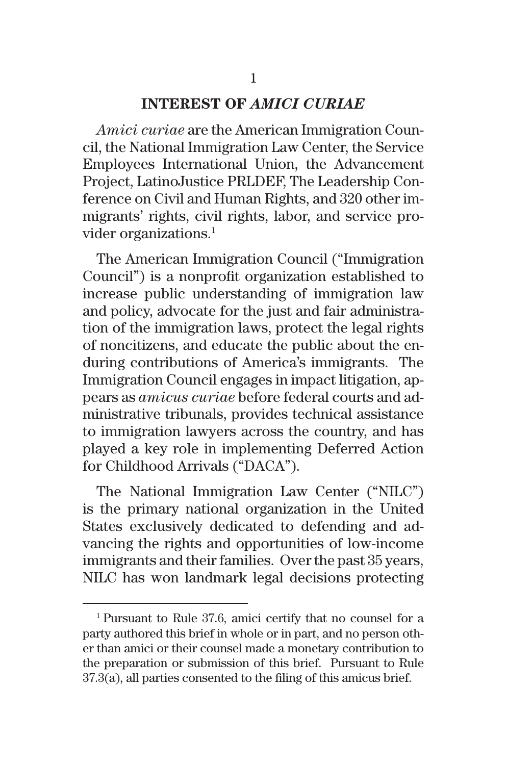## INTEREST OF *AMICI CURIAE*

*Amici curiae* are the American Immigration Council, the National Immigration Law Center, the Service Employees International Union, the Advancement Project, LatinoJustice PRLDEF, The Leadership Conference on Civil and Human Rights, and 320 other immigrants' rights, civil rights, labor, and service provider organizations.[1]

The American Immigration Council ("Immigration Council") is a nonprofit organization established to increase public understanding of immigration law and policy, advocate for the just and fair administration of the immigration laws, protect the legal rights of noncitizens, and educate the public about the enduring contributions of America's immigrants. The Immigration Council engages in impact litigation, appears as *amicus curiae* before federal courts and administrative tribunals, provides technical assistance to immigration lawyers across the country, and has played a key role in implementing Deferred Action for Childhood Arrivals ("DACA").

The National Immigration Law Center ("NILC") is the primary national organization in the United States exclusively dedicated to defending and advancing the rights and opportunities of low-income immigrants and their families. Over the past 35 years, NILC has won landmark legal decisions protecting

---

[1] Pursuant to Rule 37.6, amici certify that no counsel for a party authored this brief in whole or in part, and no person other than amici or their counsel made a monetary contribution to the preparation or submission of this brief. Pursuant to Rule 37.3(a), all parties consented to the filing of this amicus brief.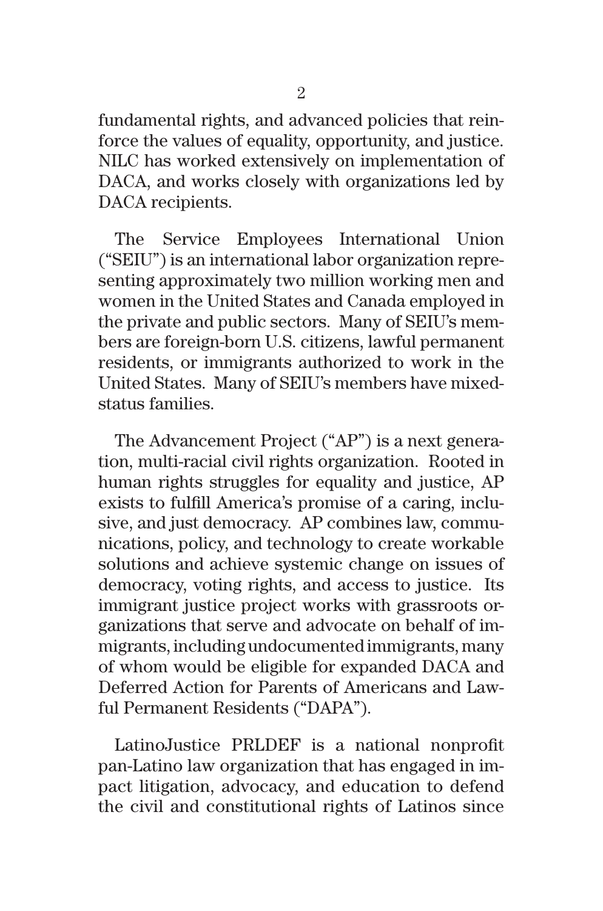fundamental rights, and advanced policies that reinforce the values of equality, opportunity, and justice. NILC has worked extensively on implementation of DACA, and works closely with organizations led by DACA recipients.

The Service Employees International Union ("SEIU") is an international labor organization representing approximately two million working men and women in the United States and Canada employed in the private and public sectors. Many of SEIU's members are foreign-born U.S. citizens, lawful permanent residents, or immigrants authorized to work in the United States. Many of SEIU's members have mixed-status families.

The Advancement Project ("AP") is a next generation, multi-racial civil rights organization. Rooted in human rights struggles for equality and justice, AP exists to fulfill America's promise of a caring, inclusive, and just democracy. AP combines law, communications, policy, and technology to create workable solutions and achieve systemic change on issues of democracy, voting rights, and access to justice. Its immigrant justice project works with grassroots organizations that serve and advocate on behalf of immigrants, including undocumented immigrants, many of whom would be eligible for expanded DACA and Deferred Action for Parents of Americans and Lawful Permanent Residents ("DAPA").

LatinoJustice PRLDEF is a national nonprofit pan-Latino law organization that has engaged in impact litigation, advocacy, and education to defend the civil and constitutional rights of Latinos since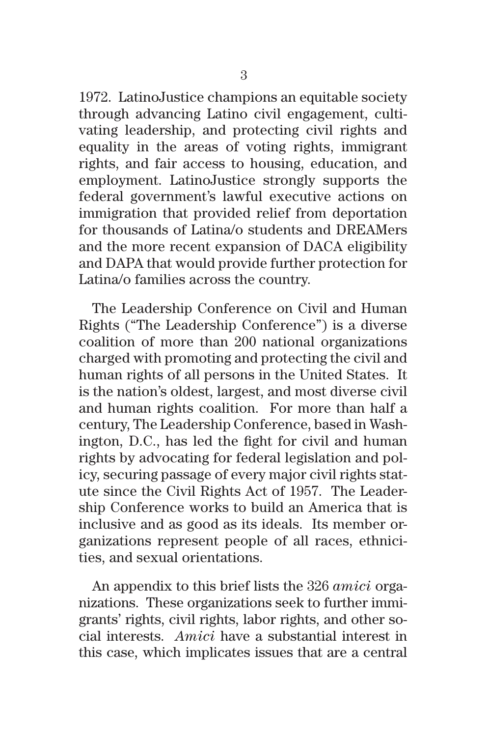1972. LatinoJustice champions an equitable society through advancing Latino civil engagement, cultivating leadership, and protecting civil rights and equality in the areas of voting rights, immigrant rights, and fair access to housing, education, and employment. LatinoJustice strongly supports the federal government's lawful executive actions on immigration that provided relief from deportation for thousands of Latina/o students and DREAMers and the more recent expansion of DACA eligibility and DAPA that would provide further protection for Latina/o families across the country.

The Leadership Conference on Civil and Human Rights ("The Leadership Conference") is a diverse coalition of more than 200 national organizations charged with promoting and protecting the civil and human rights of all persons in the United States. It is the nation's oldest, largest, and most diverse civil and human rights coalition. For more than half a century, The Leadership Conference, based in Washington, D.C., has led the fight for civil and human rights by advocating for federal legislation and policy, securing passage of every major civil rights statute since the Civil Rights Act of 1957. The Leadership Conference works to build an America that is inclusive and as good as its ideals. Its member organizations represent people of all races, ethnicities, and sexual orientations.

An appendix to this brief lists the 326 *amici* organizations. These organizations seek to further immigrants' rights, civil rights, labor rights, and other social interests. *Amici* have a substantial interest in this case, which implicates issues that are a central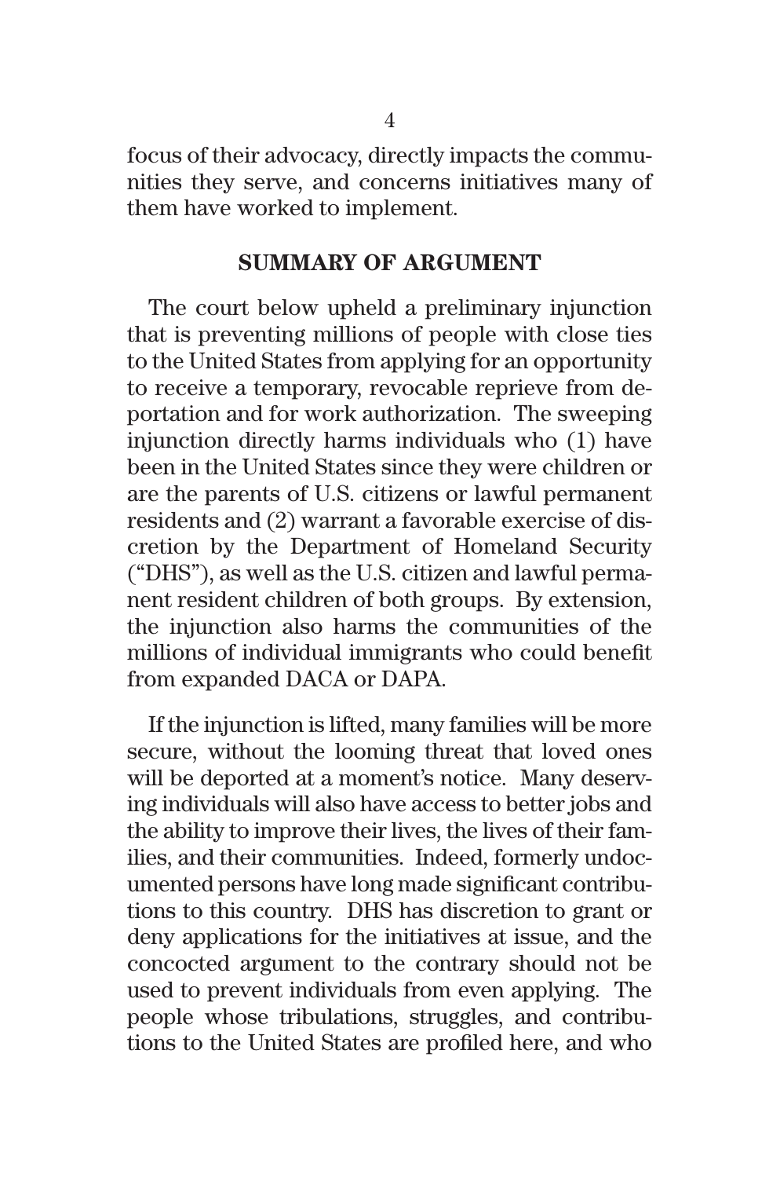focus of their advocacy, directly impacts the communities they serve, and concerns initiatives many of them have worked to implement.

## SUMMARY OF ARGUMENT

The court below upheld a preliminary injunction that is preventing millions of people with close ties to the United States from applying for an opportunity to receive a temporary, revocable reprieve from deportation and for work authorization. The sweeping injunction directly harms individuals who (1) have been in the United States since they were children or are the parents of U.S. citizens or lawful permanent residents and (2) warrant a favorable exercise of discretion by the Department of Homeland Security ("DHS"), as well as the U.S. citizen and lawful permanent resident children of both groups. By extension, the injunction also harms the communities of the millions of individual immigrants who could benefit from expanded DACA or DAPA.

If the injunction is lifted, many families will be more secure, without the looming threat that loved ones will be deported at a moment's notice. Many deserving individuals will also have access to better jobs and the ability to improve their lives, the lives of their families, and their communities. Indeed, formerly undocumented persons have long made significant contributions to this country. DHS has discretion to grant or deny applications for the initiatives at issue, and the concocted argument to the contrary should not be used to prevent individuals from even applying. The people whose tribulations, struggles, and contributions to the United States are profiled here, and who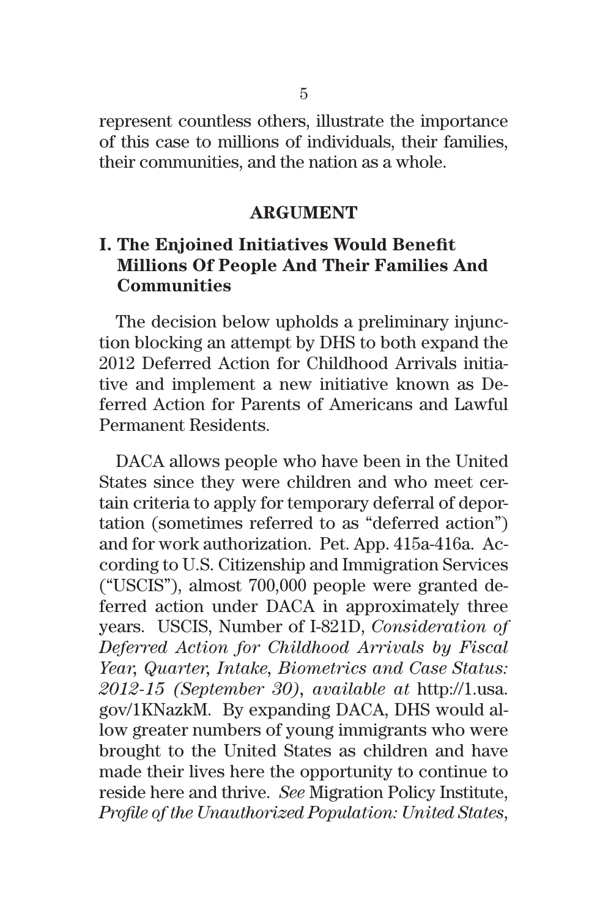represent countless others, illustrate the importance of this case to millions of individuals, their families, their communities, and the nation as a whole.

## ARGUMENT

### I. The Enjoined Initiatives Would Benefit Millions Of People And Their Families And Communities

The decision below upholds a preliminary injunction blocking an attempt by DHS to both expand the 2012 Deferred Action for Childhood Arrivals initiative and implement a new initiative known as Deferred Action for Parents of Americans and Lawful Permanent Residents.

DACA allows people who have been in the United States since they were children and who meet certain criteria to apply for temporary deferral of deportation (sometimes referred to as "deferred action") and for work authorization. Pet. App. 415a-416a. According to U.S. Citizenship and Immigration Services ("USCIS"), almost 700,000 people were granted deferred action under DACA in approximately three years. USCIS, Number of I-821D, *Consideration of Deferred Action for Childhood Arrivals by Fiscal Year, Quarter, Intake, Biometrics and Case Status: 2012-15 (September 30)*, *available at* http://1.usa.gov/1KNazkM. By expanding DACA, DHS would allow greater numbers of young immigrants who were brought to the United States as children and have made their lives here the opportunity to continue to reside here and thrive. *See* Migration Policy Institute, *Profile of the Unauthorized Population: United States*,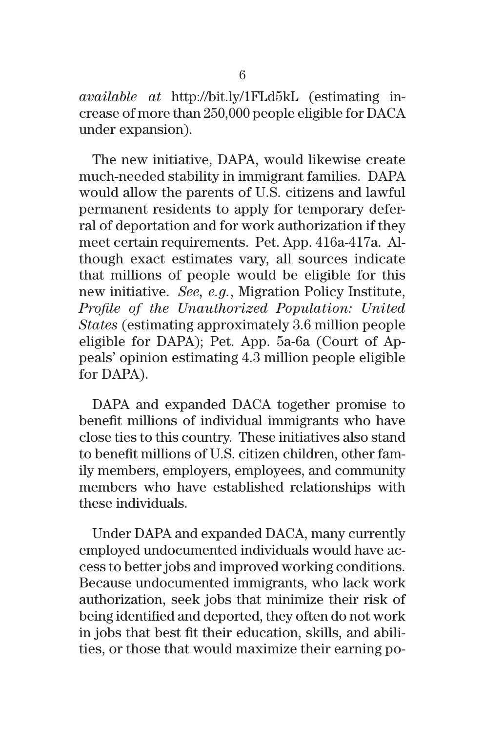*available at* http://bit.ly/1FLd5kL (estimating increase of more than 250,000 people eligible for DACA under expansion).

The new initiative, DAPA, would likewise create much-needed stability in immigrant families. DAPA would allow the parents of U.S. citizens and lawful permanent residents to apply for temporary deferral of deportation and for work authorization if they meet certain requirements. Pet. App. 416a-417a. Although exact estimates vary, all sources indicate that millions of people would be eligible for this new initiative. *See*, *e.g.*, Migration Policy Institute, *Profile of the Unauthorized Population: United States* (estimating approximately 3.6 million people eligible for DAPA); Pet. App. 5a-6a (Court of Appeals' opinion estimating 4.3 million people eligible for DAPA).

DAPA and expanded DACA together promise to benefit millions of individual immigrants who have close ties to this country. These initiatives also stand to benefit millions of U.S. citizen children, other family members, employers, employees, and community members who have established relationships with these individuals.

Under DAPA and expanded DACA, many currently employed undocumented individuals would have access to better jobs and improved working conditions. Because undocumented immigrants, who lack work authorization, seek jobs that minimize their risk of being identified and deported, they often do not work in jobs that best fit their education, skills, and abilities, or those that would maximize their earning po-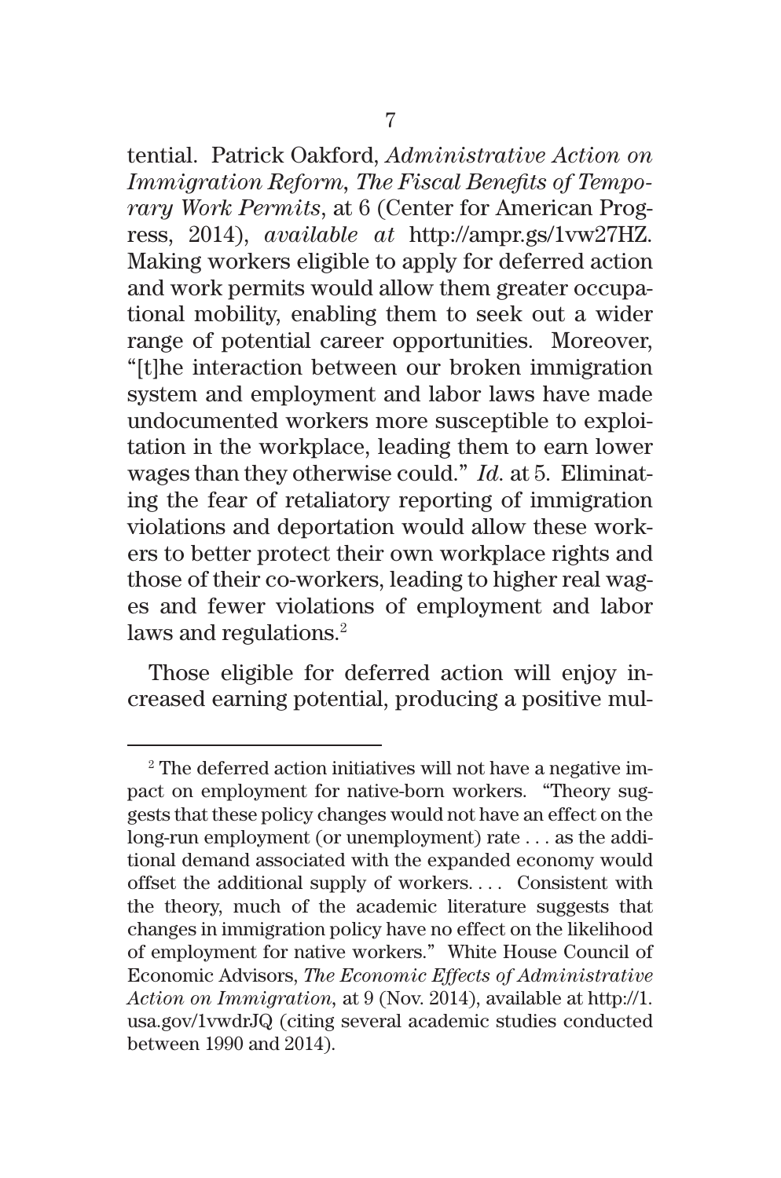tential. Patrick Oakford, *Administrative Action on Immigration Reform, The Fiscal Benefits of Temporary Work Permits*, at 6 (Center for American Progress, 2014), *available at* http://ampr.gs/1vw27HZ. Making workers eligible to apply for deferred action and work permits would allow them greater occupational mobility, enabling them to seek out a wider range of potential career opportunities. Moreover, "[t]he interaction between our broken immigration system and employment and labor laws have made undocumented workers more susceptible to exploitation in the workplace, leading them to earn lower wages than they otherwise could." *Id.* at 5. Eliminating the fear of retaliatory reporting of immigration violations and deportation would allow these workers to better protect their own workplace rights and those of their co-workers, leading to higher real wages and fewer violations of employment and labor laws and regulations.[2]

Those eligible for deferred action will enjoy increased earning potential, producing a positive mul-

---

[2] The deferred action initiatives will not have a negative impact on employment for native-born workers. "Theory suggests that these policy changes would not have an effect on the long-run employment (or unemployment) rate . . . as the additional demand associated with the expanded economy would offset the additional supply of workers. . . . Consistent with the theory, much of the academic literature suggests that changes in immigration policy have no effect on the likelihood of employment for native workers." White House Council of Economic Advisors, *The Economic Effects of Administrative Action on Immigration*, at 9 (Nov. 2014), available at http://1.usa.gov/1vwdrJQ (citing several academic studies conducted between 1990 and 2014).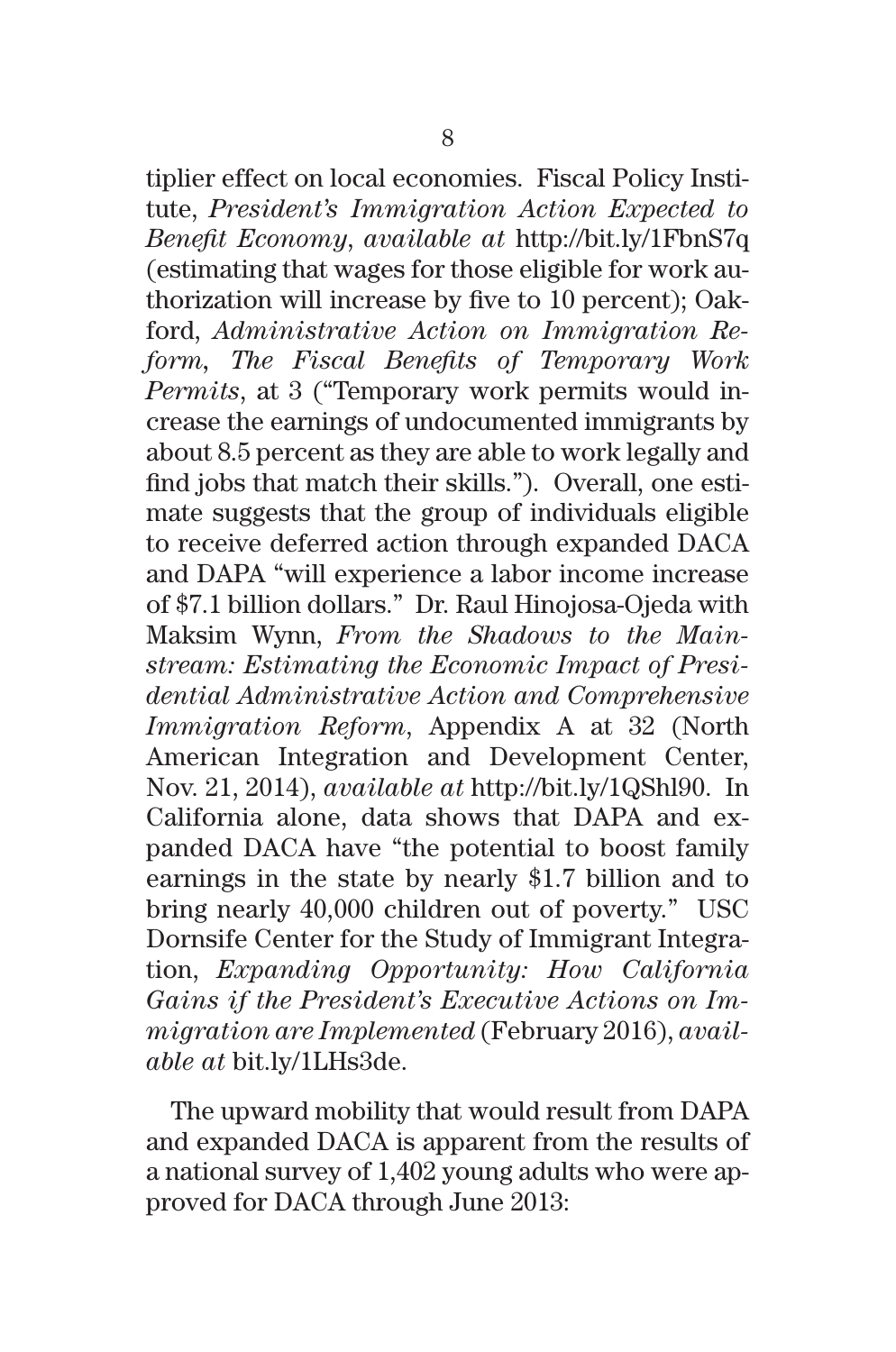tiplier effect on local economies. Fiscal Policy Institute, *President's Immigration Action Expected to Benefit Economy*, *available at* http://bit.ly/1FbnS7q (estimating that wages for those eligible for work authorization will increase by five to 10 percent); Oakford, *Administrative Action on Immigration Reform, The Fiscal Benefits of Temporary Work Permits*, at 3 ("Temporary work permits would increase the earnings of undocumented immigrants by about 8.5 percent as they are able to work legally and find jobs that match their skills."). Overall, one estimate suggests that the group of individuals eligible to receive deferred action through expanded DACA and DAPA "will experience a labor income increase of $7.1 billion dollars." Dr. Raul Hinojosa-Ojeda with Maksim Wynn, *From the Shadows to the Mainstream: Estimating the Economic Impact of Presidential Administrative Action and Comprehensive Immigration Reform*, Appendix A at 32 (North American Integration and Development Center, Nov. 21, 2014), *available at* http://bit.ly/1QShl90. In California alone, data shows that DAPA and expanded DACA have "the potential to boost family earnings in the state by nearly $1.7 billion and to bring nearly 40,000 children out of poverty." USC Dornsife Center for the Study of Immigrant Integration, *Expanding Opportunity: How California Gains if the President's Executive Actions on Immigration are Implemented* (February 2016), *available at* bit.ly/1LHs3de.

The upward mobility that would result from DAPA and expanded DACA is apparent from the results of a national survey of 1,402 young adults who were approved for DACA through June 2013: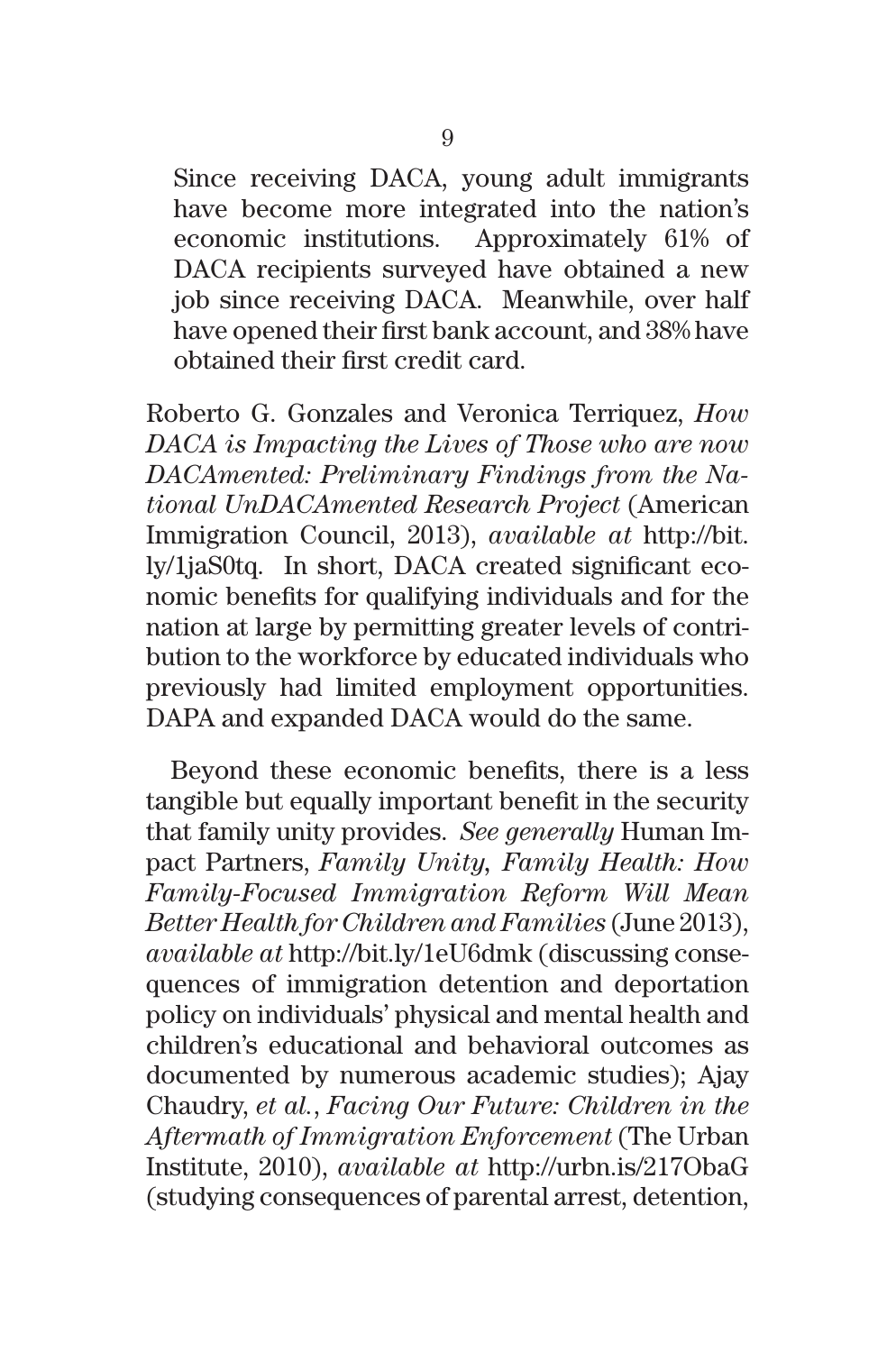> Since receiving DACA, young adult immigrants have become more integrated into the nation's economic institutions. Approximately 61% of DACA recipients surveyed have obtained a new job since receiving DACA. Meanwhile, over half have opened their first bank account, and 38% have obtained their first credit card.

Roberto G. Gonzales and Veronica Terriquez, *How DACA is Impacting the Lives of Those who are now DACAmented: Preliminary Findings from the National UnDACAmented Research Project* (American Immigration Council, 2013), *available at* http://bit.ly/1jaS0tq. In short, DACA created significant economic benefits for qualifying individuals and for the nation at large by permitting greater levels of contribution to the workforce by educated individuals who previously had limited employment opportunities. DAPA and expanded DACA would do the same.

Beyond these economic benefits, there is a less tangible but equally important benefit in the security that family unity provides. *See generally* Human Impact Partners, *Family Unity, Family Health: How Family-Focused Immigration Reform Will Mean Better Health for Children and Families* (June 2013), *available at* http://bit.ly/1eU6dmk (discussing consequences of immigration detention and deportation policy on individuals' physical and mental health and children's educational and behavioral outcomes as documented by numerous academic studies); Ajay Chaudry, *et al.*, *Facing Our Future: Children in the Aftermath of Immigration Enforcement* (The Urban Institute, 2010), *available at* http://urbn.is/217ObaG (studying consequences of parental arrest, detention,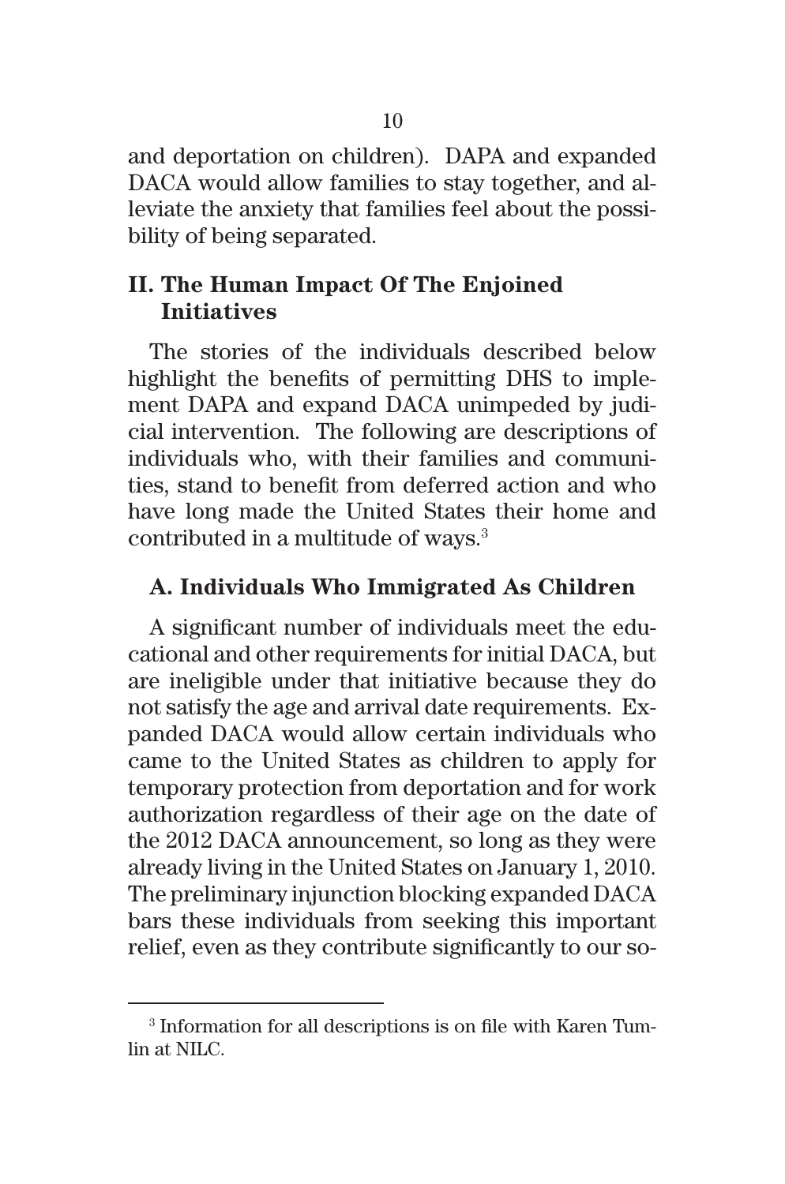and deportation on children). DAPA and expanded DACA would allow families to stay together, and alleviate the anxiety that families feel about the possibility of being separated.

## II. The Human Impact Of The Enjoined Initiatives

The stories of the individuals described below highlight the benefits of permitting DHS to implement DAPA and expand DACA unimpeded by judicial intervention. The following are descriptions of individuals who, with their families and communities, stand to benefit from deferred action and who have long made the United States their home and contributed in a multitude of ways.[3]

### A. Individuals Who Immigrated As Children

A significant number of individuals meet the educational and other requirements for initial DACA, but are ineligible under that initiative because they do not satisfy the age and arrival date requirements. Expanded DACA would allow certain individuals who came to the United States as children to apply for temporary protection from deportation and for work authorization regardless of their age on the date of the 2012 DACA announcement, so long as they were already living in the United States on January 1, 2010. The preliminary injunction blocking expanded DACA bars these individuals from seeking this important relief, even as they contribute significantly to our so-

[3] Information for all descriptions is on file with Karen Tumlin at NILC.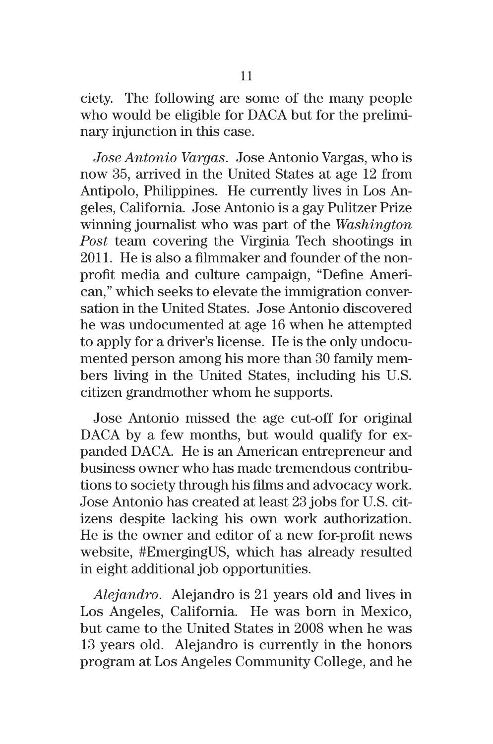ciety. The following are some of the many people who would be eligible for DACA but for the preliminary injunction in this case.

*Jose Antonio Vargas*. Jose Antonio Vargas, who is now 35, arrived in the United States at age 12 from Antipolo, Philippines. He currently lives in Los Angeles, California. Jose Antonio is a gay Pulitzer Prize winning journalist who was part of the *Washington Post* team covering the Virginia Tech shootings in 2011. He is also a filmmaker and founder of the non-profit media and culture campaign, "Define American," which seeks to elevate the immigration conversation in the United States. Jose Antonio discovered he was undocumented at age 16 when he attempted to apply for a driver's license. He is the only undocumented person among his more than 30 family members living in the United States, including his U.S. citizen grandmother whom he supports.

Jose Antonio missed the age cut-off for original DACA by a few months, but would qualify for expanded DACA. He is an American entrepreneur and business owner who has made tremendous contributions to society through his films and advocacy work. Jose Antonio has created at least 23 jobs for U.S. citizens despite lacking his own work authorization. He is the owner and editor of a new for-profit news website, #EmergingUS, which has already resulted in eight additional job opportunities.

*Alejandro*. Alejandro is 21 years old and lives in Los Angeles, California. He was born in Mexico, but came to the United States in 2008 when he was 13 years old. Alejandro is currently in the honors program at Los Angeles Community College, and he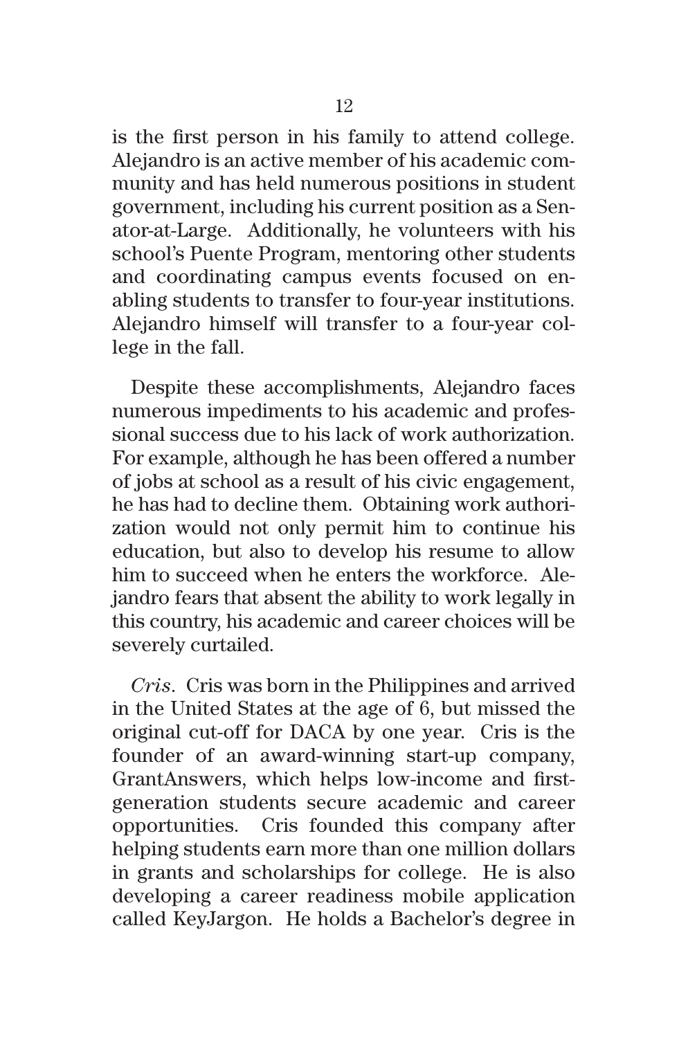is the first person in his family to attend college. Alejandro is an active member of his academic community and has held numerous positions in student government, including his current position as a Senator-at-Large. Additionally, he volunteers with his school's Puente Program, mentoring other students and coordinating campus events focused on enabling students to transfer to four-year institutions. Alejandro himself will transfer to a four-year college in the fall.

Despite these accomplishments, Alejandro faces numerous impediments to his academic and professional success due to his lack of work authorization. For example, although he has been offered a number of jobs at school as a result of his civic engagement, he has had to decline them. Obtaining work authorization would not only permit him to continue his education, but also to develop his resume to allow him to succeed when he enters the workforce. Alejandro fears that absent the ability to work legally in this country, his academic and career choices will be severely curtailed.

*Cris*. Cris was born in the Philippines and arrived in the United States at the age of 6, but missed the original cut-off for DACA by one year. Cris is the founder of an award-winning start-up company, GrantAnswers, which helps low-income and first-generation students secure academic and career opportunities. Cris founded this company after helping students earn more than one million dollars in grants and scholarships for college. He is also developing a career readiness mobile application called KeyJargon. He holds a Bachelor's degree in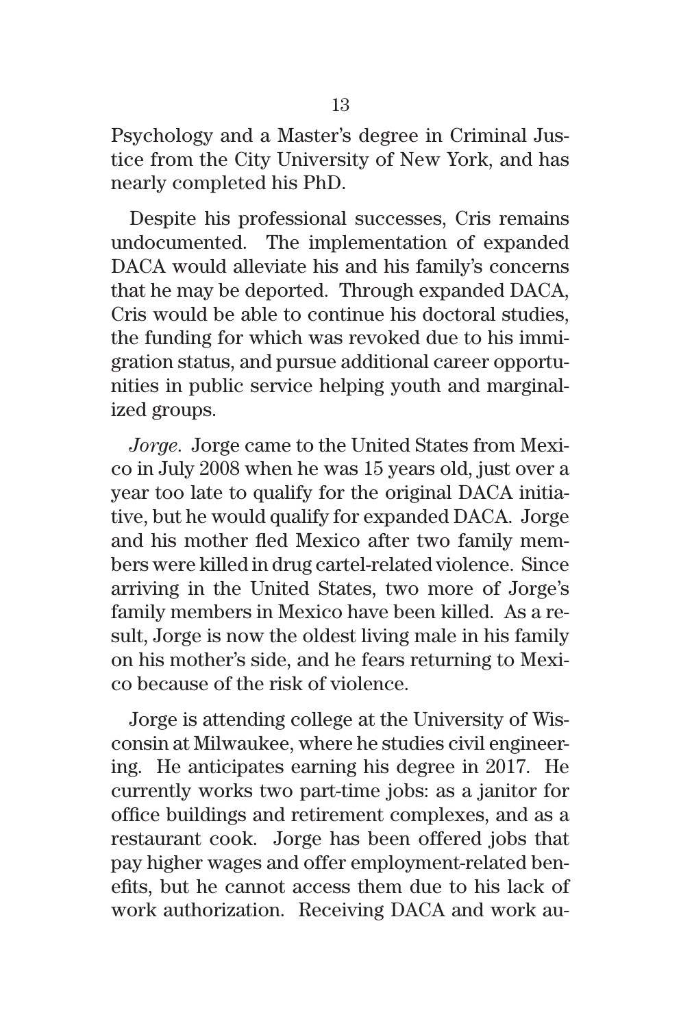Psychology and a Master's degree in Criminal Justice from the City University of New York, and has nearly completed his PhD.

Despite his professional successes, Cris remains undocumented. The implementation of expanded DACA would alleviate his and his family's concerns that he may be deported. Through expanded DACA, Cris would be able to continue his doctoral studies, the funding for which was revoked due to his immigration status, and pursue additional career opportunities in public service helping youth and marginalized groups.

*Jorge*. Jorge came to the United States from Mexico in July 2008 when he was 15 years old, just over a year too late to qualify for the original DACA initiative, but he would qualify for expanded DACA. Jorge and his mother fled Mexico after two family members were killed in drug cartel-related violence. Since arriving in the United States, two more of Jorge's family members in Mexico have been killed. As a result, Jorge is now the oldest living male in his family on his mother's side, and he fears returning to Mexico because of the risk of violence.

Jorge is attending college at the University of Wisconsin at Milwaukee, where he studies civil engineering. He anticipates earning his degree in 2017. He currently works two part-time jobs: as a janitor for office buildings and retirement complexes, and as a restaurant cook. Jorge has been offered jobs that pay higher wages and offer employment-related benefits, but he cannot access them due to his lack of work authorization. Receiving DACA and work au-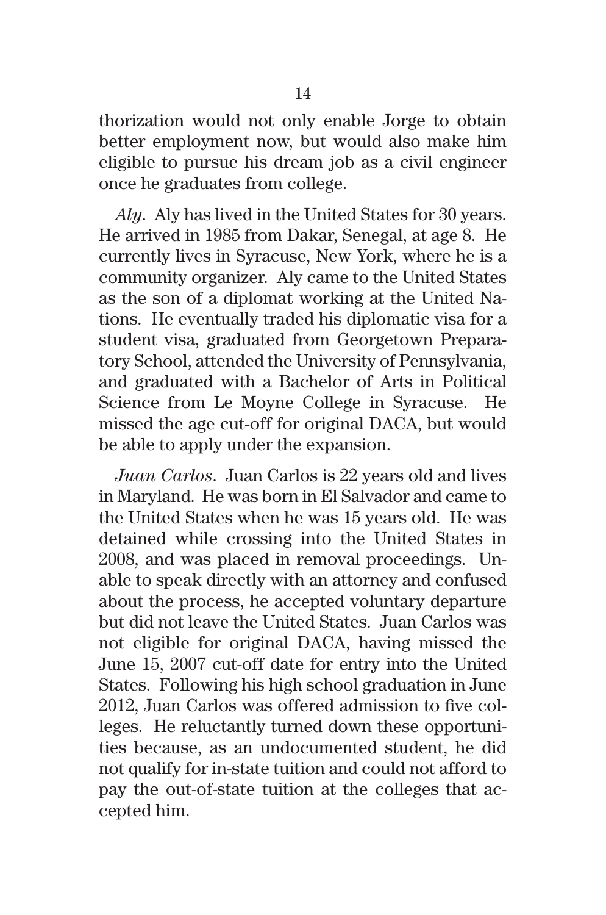thorization would not only enable Jorge to obtain better employment now, but would also make him eligible to pursue his dream job as a civil engineer once he graduates from college.

*Aly*. Aly has lived in the United States for 30 years. He arrived in 1985 from Dakar, Senegal, at age 8. He currently lives in Syracuse, New York, where he is a community organizer. Aly came to the United States as the son of a diplomat working at the United Nations. He eventually traded his diplomatic visa for a student visa, graduated from Georgetown Preparatory School, attended the University of Pennsylvania, and graduated with a Bachelor of Arts in Political Science from Le Moyne College in Syracuse. He missed the age cut-off for original DACA, but would be able to apply under the expansion.

*Juan Carlos*. Juan Carlos is 22 years old and lives in Maryland. He was born in El Salvador and came to the United States when he was 15 years old. He was detained while crossing into the United States in 2008, and was placed in removal proceedings. Unable to speak directly with an attorney and confused about the process, he accepted voluntary departure but did not leave the United States. Juan Carlos was not eligible for original DACA, having missed the June 15, 2007 cut-off date for entry into the United States. Following his high school graduation in June 2012, Juan Carlos was offered admission to five colleges. He reluctantly turned down these opportunities because, as an undocumented student, he did not qualify for in-state tuition and could not afford to pay the out-of-state tuition at the colleges that accepted him.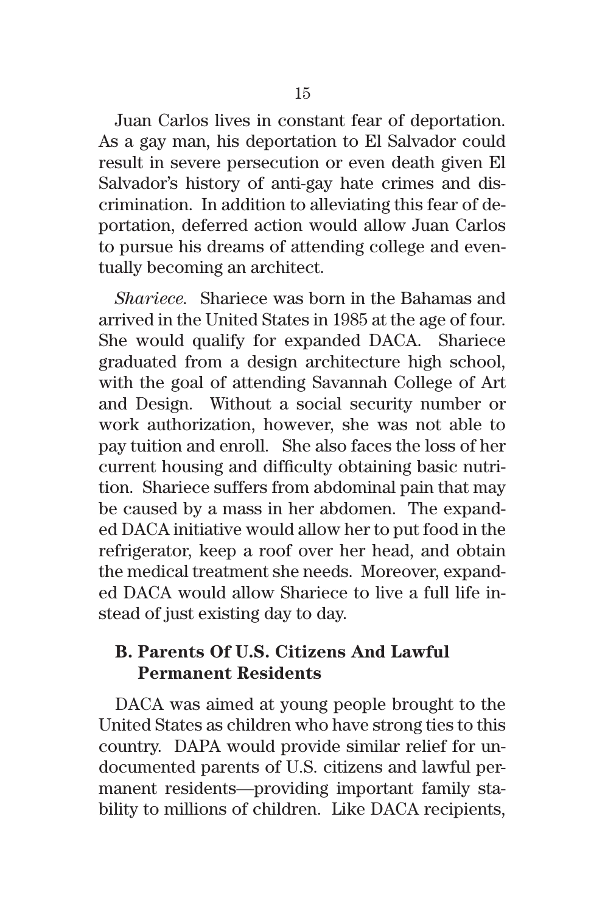Juan Carlos lives in constant fear of deportation. As a gay man, his deportation to El Salvador could result in severe persecution or even death given El Salvador's history of anti-gay hate crimes and discrimination. In addition to alleviating this fear of deportation, deferred action would allow Juan Carlos to pursue his dreams of attending college and eventually becoming an architect.

*Shariece*. Shariece was born in the Bahamas and arrived in the United States in 1985 at the age of four. She would qualify for expanded DACA. Shariece graduated from a design architecture high school, with the goal of attending Savannah College of Art and Design. Without a social security number or work authorization, however, she was not able to pay tuition and enroll. She also faces the loss of her current housing and difficulty obtaining basic nutrition. Shariece suffers from abdominal pain that may be caused by a mass in her abdomen. The expanded DACA initiative would allow her to put food in the refrigerator, keep a roof over her head, and obtain the medical treatment she needs. Moreover, expanded DACA would allow Shariece to live a full life instead of just existing day to day.

### B. Parents Of U.S. Citizens And Lawful Permanent Residents

DACA was aimed at young people brought to the United States as children who have strong ties to this country. DAPA would provide similar relief for undocumented parents of U.S. citizens and lawful permanent residents—providing important family stability to millions of children. Like DACA recipients,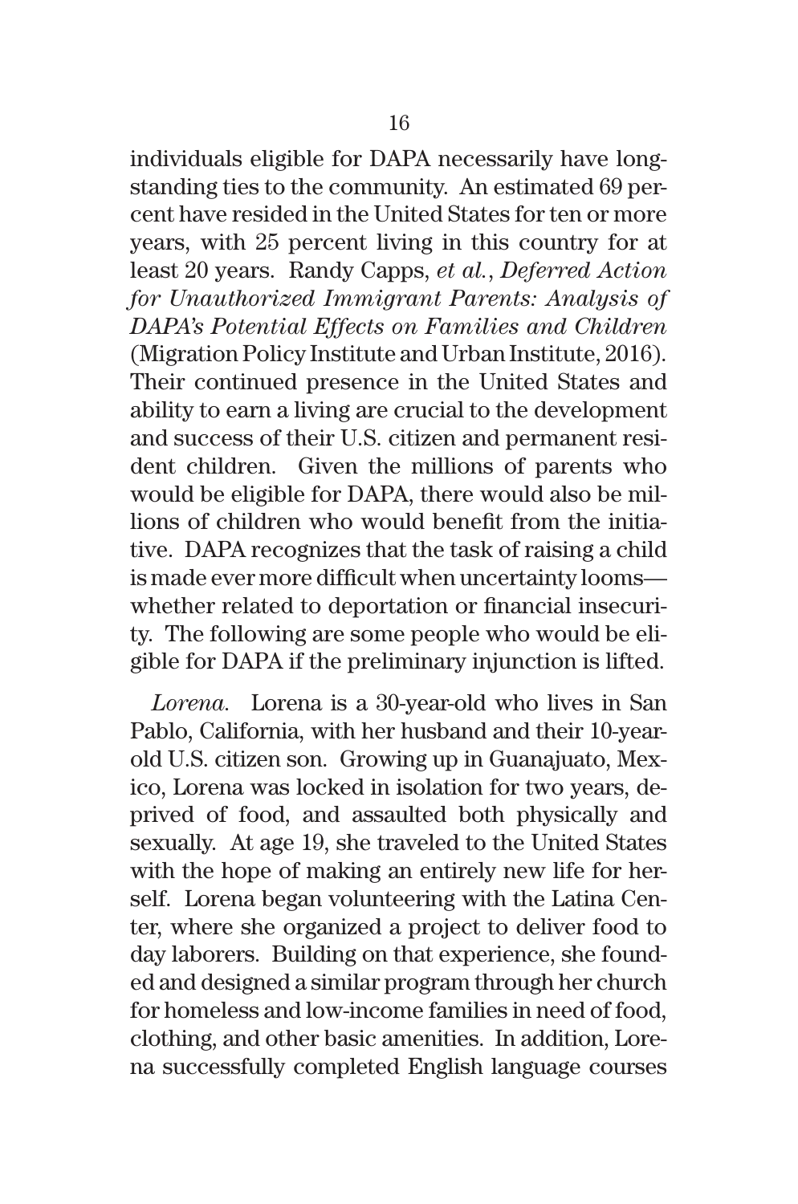individuals eligible for DAPA necessarily have long-standing ties to the community. An estimated 69 percent have resided in the United States for ten or more years, with 25 percent living in this country for at least 20 years. Randy Capps, *et al.*, *Deferred Action for Unauthorized Immigrant Parents: Analysis of DAPA's Potential Effects on Families and Children* (Migration Policy Institute and Urban Institute, 2016). Their continued presence in the United States and ability to earn a living are crucial to the development and success of their U.S. citizen and permanent resident children. Given the millions of parents who would be eligible for DAPA, there would also be millions of children who would benefit from the initiative. DAPA recognizes that the task of raising a child is made ever more difficult when uncertainty looms—whether related to deportation or financial insecurity. The following are some people who would be eligible for DAPA if the preliminary injunction is lifted.

*Lorena.* Lorena is a 30-year-old who lives in San Pablo, California, with her husband and their 10-year-old U.S. citizen son. Growing up in Guanajuato, Mexico, Lorena was locked in isolation for two years, deprived of food, and assaulted both physically and sexually. At age 19, she traveled to the United States with the hope of making an entirely new life for herself. Lorena began volunteering with the Latina Center, where she organized a project to deliver food to day laborers. Building on that experience, she founded and designed a similar program through her church for homeless and low-income families in need of food, clothing, and other basic amenities. In addition, Lorena successfully completed English language courses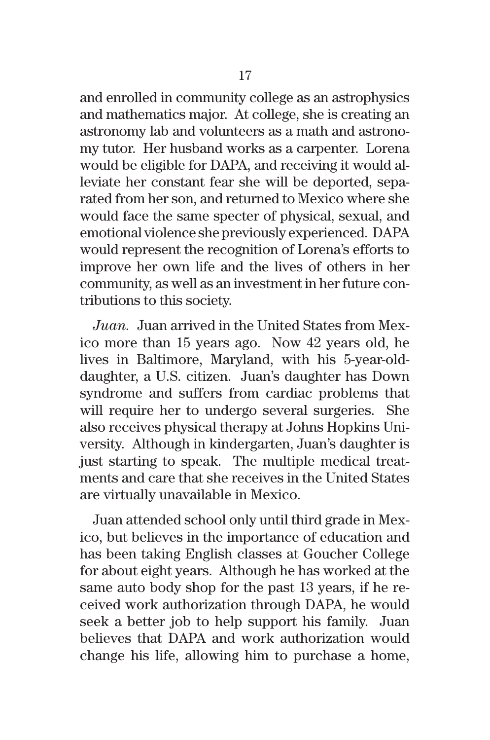and enrolled in community college as an astrophysics and mathematics major. At college, she is creating an astronomy lab and volunteers as a math and astronomy tutor. Her husband works as a carpenter. Lorena would be eligible for DAPA, and receiving it would alleviate her constant fear she will be deported, separated from her son, and returned to Mexico where she would face the same specter of physical, sexual, and emotional violence she previously experienced. DAPA would represent the recognition of Lorena's efforts to improve her own life and the lives of others in her community, as well as an investment in her future contributions to this society.

*Juan.* Juan arrived in the United States from Mexico more than 15 years ago. Now 42 years old, he lives in Baltimore, Maryland, with his 5-year-old-daughter, a U.S. citizen. Juan's daughter has Down syndrome and suffers from cardiac problems that will require her to undergo several surgeries. She also receives physical therapy at Johns Hopkins University. Although in kindergarten, Juan's daughter is just starting to speak. The multiple medical treatments and care that she receives in the United States are virtually unavailable in Mexico.

Juan attended school only until third grade in Mexico, but believes in the importance of education and has been taking English classes at Goucher College for about eight years. Although he has worked at the same auto body shop for the past 13 years, if he received work authorization through DAPA, he would seek a better job to help support his family. Juan believes that DAPA and work authorization would change his life, allowing him to purchase a home,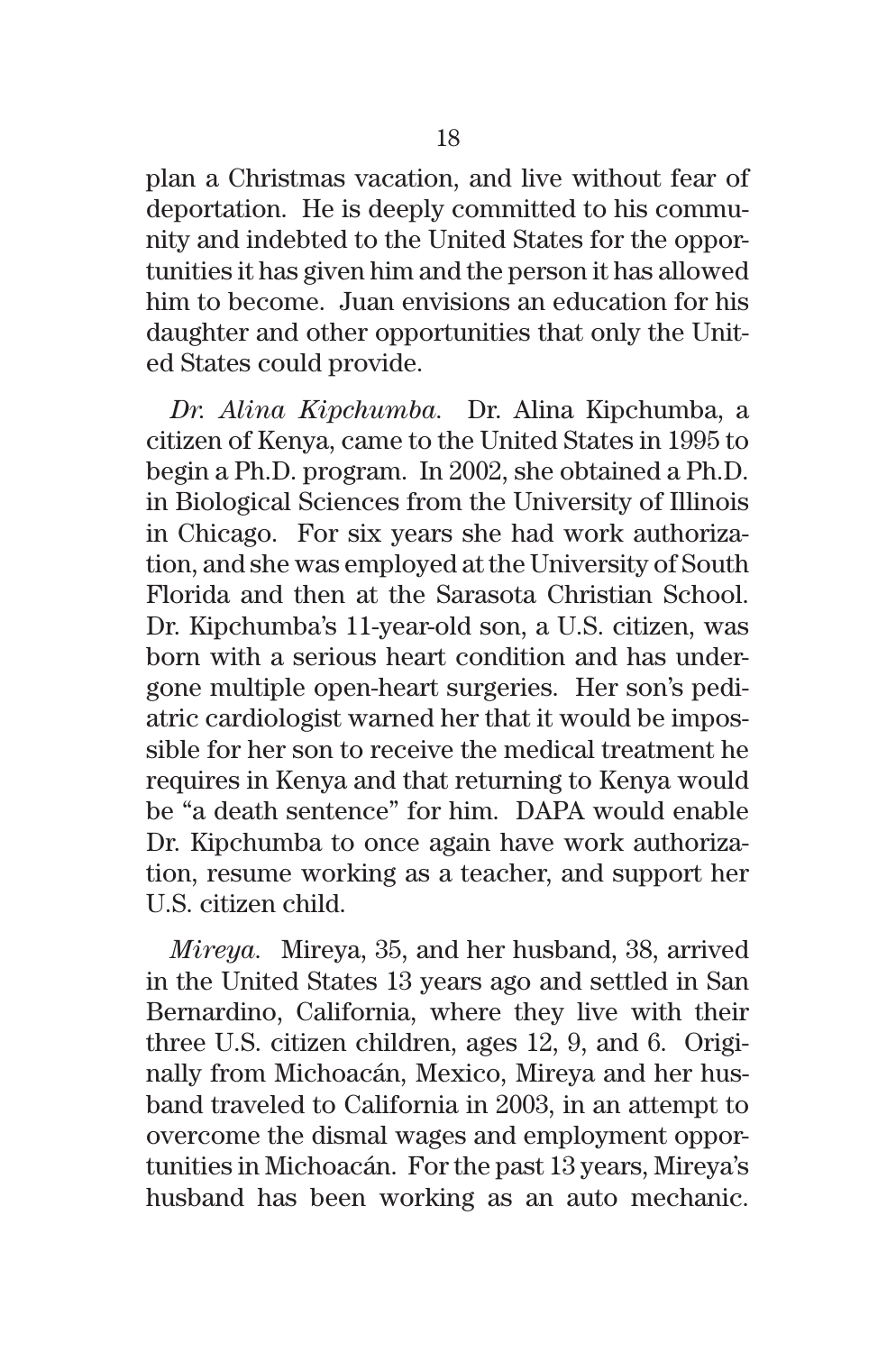plan a Christmas vacation, and live without fear of deportation. He is deeply committed to his community and indebted to the United States for the opportunities it has given him and the person it has allowed him to become. Juan envisions an education for his daughter and other opportunities that only the United States could provide.

*Dr. Alina Kipchumba.* Dr. Alina Kipchumba, a citizen of Kenya, came to the United States in 1995 to begin a Ph.D. program. In 2002, she obtained a Ph.D. in Biological Sciences from the University of Illinois in Chicago. For six years she had work authorization, and she was employed at the University of South Florida and then at the Sarasota Christian School. Dr. Kipchumba's 11-year-old son, a U.S. citizen, was born with a serious heart condition and has undergone multiple open-heart surgeries. Her son's pediatric cardiologist warned her that it would be impossible for her son to receive the medical treatment he requires in Kenya and that returning to Kenya would be "a death sentence" for him. DAPA would enable Dr. Kipchumba to once again have work authorization, resume working as a teacher, and support her U.S. citizen child.

*Mireya.* Mireya, 35, and her husband, 38, arrived in the United States 13 years ago and settled in San Bernardino, California, where they live with their three U.S. citizen children, ages 12, 9, and 6. Originally from Michoacán, Mexico, Mireya and her husband traveled to California in 2003, in an attempt to overcome the dismal wages and employment opportunities in Michoacán. For the past 13 years, Mireya's husband has been working as an auto mechanic.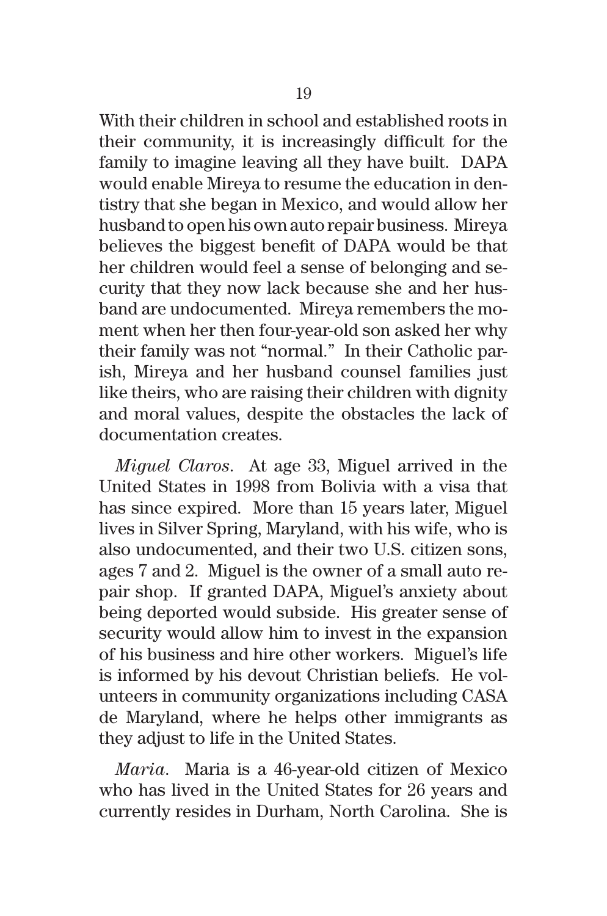With their children in school and established roots in their community, it is increasingly difficult for the family to imagine leaving all they have built. DAPA would enable Mireya to resume the education in dentistry that she began in Mexico, and would allow her husband to open his own auto repair business. Mireya believes the biggest benefit of DAPA would be that her children would feel a sense of belonging and security that they now lack because she and her husband are undocumented. Mireya remembers the moment when her then four-year-old son asked her why their family was not "normal." In their Catholic parish, Mireya and her husband counsel families just like theirs, who are raising their children with dignity and moral values, despite the obstacles the lack of documentation creates.

*Miguel Claros*. At age 33, Miguel arrived in the United States in 1998 from Bolivia with a visa that has since expired. More than 15 years later, Miguel lives in Silver Spring, Maryland, with his wife, who is also undocumented, and their two U.S. citizen sons, ages 7 and 2. Miguel is the owner of a small auto repair shop. If granted DAPA, Miguel's anxiety about being deported would subside. His greater sense of security would allow him to invest in the expansion of his business and hire other workers. Miguel's life is informed by his devout Christian beliefs. He volunteers in community organizations including CASA de Maryland, where he helps other immigrants as they adjust to life in the United States.

*Maria*. Maria is a 46-year-old citizen of Mexico who has lived in the United States for 26 years and currently resides in Durham, North Carolina. She is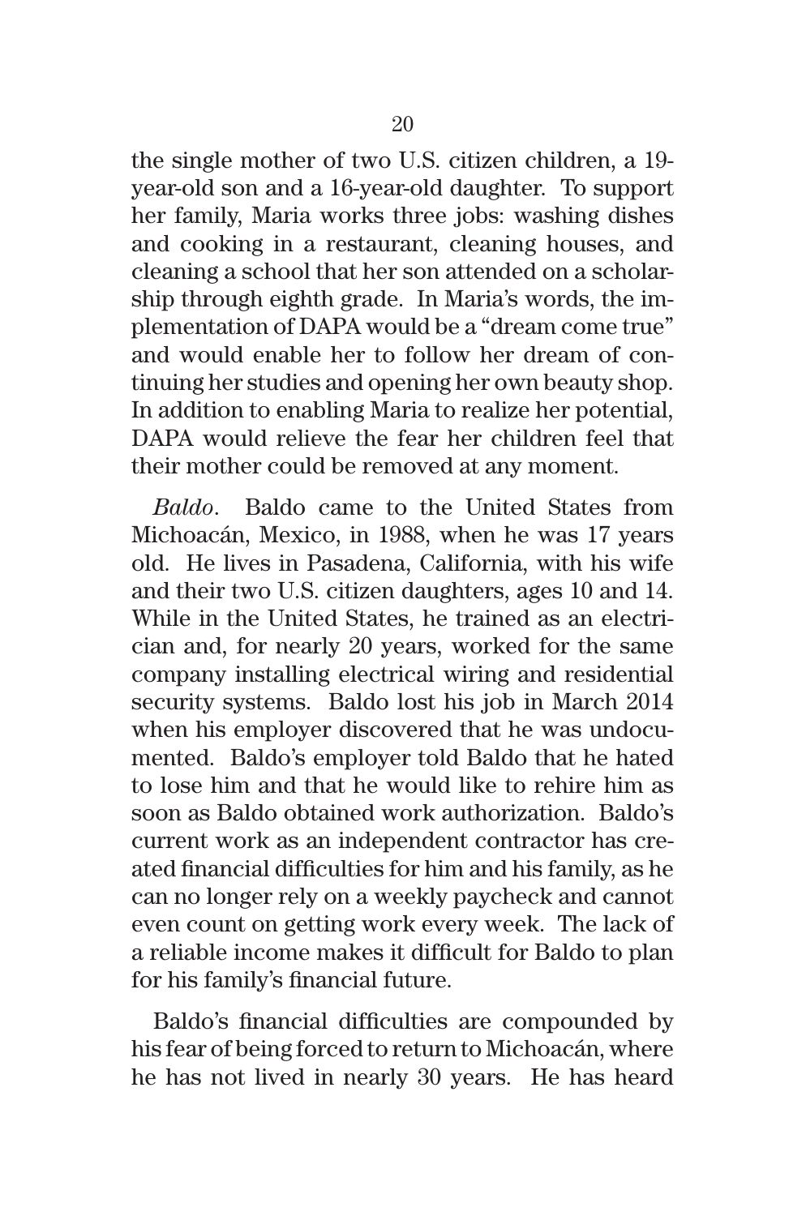the single mother of two U.S. citizen children, a 19-year-old son and a 16-year-old daughter. To support her family, Maria works three jobs: washing dishes and cooking in a restaurant, cleaning houses, and cleaning a school that her son attended on a scholarship through eighth grade. In Maria's words, the implementation of DAPA would be a "dream come true" and would enable her to follow her dream of continuing her studies and opening her own beauty shop. In addition to enabling Maria to realize her potential, DAPA would relieve the fear her children feel that their mother could be removed at any moment.

*Baldo*. Baldo came to the United States from Michoacán, Mexico, in 1988, when he was 17 years old. He lives in Pasadena, California, with his wife and their two U.S. citizen daughters, ages 10 and 14. While in the United States, he trained as an electrician and, for nearly 20 years, worked for the same company installing electrical wiring and residential security systems. Baldo lost his job in March 2014 when his employer discovered that he was undocumented. Baldo's employer told Baldo that he hated to lose him and that he would like to rehire him as soon as Baldo obtained work authorization. Baldo's current work as an independent contractor has created financial difficulties for him and his family, as he can no longer rely on a weekly paycheck and cannot even count on getting work every week. The lack of a reliable income makes it difficult for Baldo to plan for his family's financial future.

Baldo's financial difficulties are compounded by his fear of being forced to return to Michoacán, where he has not lived in nearly 30 years. He has heard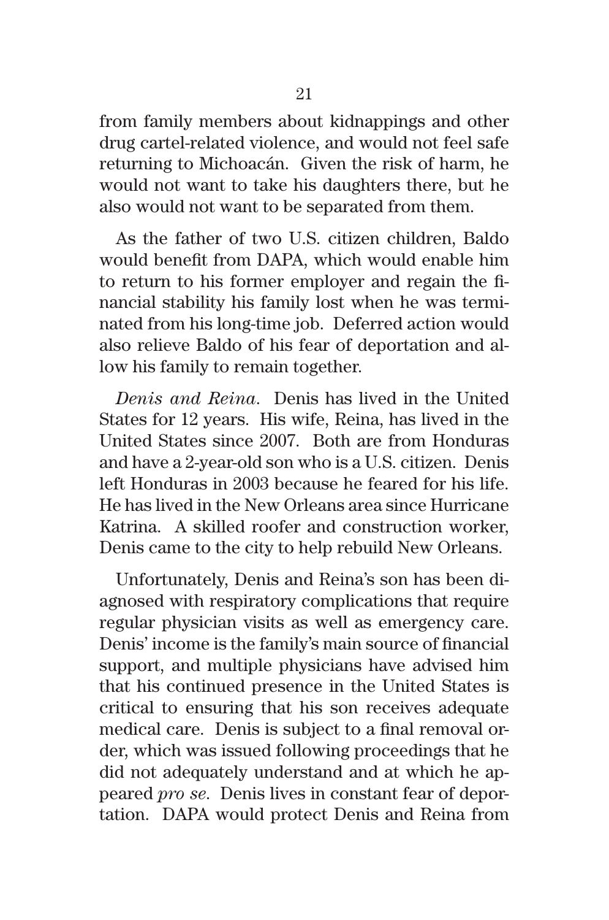from family members about kidnappings and other drug cartel-related violence, and would not feel safe returning to Michoacán. Given the risk of harm, he would not want to take his daughters there, but he also would not want to be separated from them.

As the father of two U.S. citizen children, Baldo would benefit from DAPA, which would enable him to return to his former employer and regain the financial stability his family lost when he was terminated from his long-time job. Deferred action would also relieve Baldo of his fear of deportation and allow his family to remain together.

*Denis and Reina*. Denis has lived in the United States for 12 years. His wife, Reina, has lived in the United States since 2007. Both are from Honduras and have a 2-year-old son who is a U.S. citizen. Denis left Honduras in 2003 because he feared for his life. He has lived in the New Orleans area since Hurricane Katrina. A skilled roofer and construction worker, Denis came to the city to help rebuild New Orleans.

Unfortunately, Denis and Reina's son has been diagnosed with respiratory complications that require regular physician visits as well as emergency care. Denis' income is the family's main source of financial support, and multiple physicians have advised him that his continued presence in the United States is critical to ensuring that his son receives adequate medical care. Denis is subject to a final removal order, which was issued following proceedings that he did not adequately understand and at which he appeared *pro se*. Denis lives in constant fear of deportation. DAPA would protect Denis and Reina from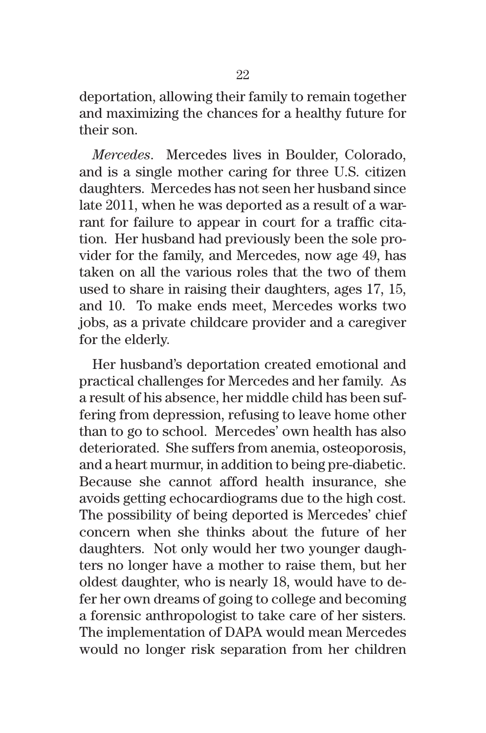deportation, allowing their family to remain together and maximizing the chances for a healthy future for their son.

*Mercedes*. Mercedes lives in Boulder, Colorado, and is a single mother caring for three U.S. citizen daughters. Mercedes has not seen her husband since late 2011, when he was deported as a result of a warrant for failure to appear in court for a traffic citation. Her husband had previously been the sole provider for the family, and Mercedes, now age 49, has taken on all the various roles that the two of them used to share in raising their daughters, ages 17, 15, and 10. To make ends meet, Mercedes works two jobs, as a private childcare provider and a caregiver for the elderly.

Her husband's deportation created emotional and practical challenges for Mercedes and her family. As a result of his absence, her middle child has been suffering from depression, refusing to leave home other than to go to school. Mercedes' own health has also deteriorated. She suffers from anemia, osteoporosis, and a heart murmur, in addition to being pre-diabetic. Because she cannot afford health insurance, she avoids getting echocardiograms due to the high cost. The possibility of being deported is Mercedes' chief concern when she thinks about the future of her daughters. Not only would her two younger daughters no longer have a mother to raise them, but her oldest daughter, who is nearly 18, would have to defer her own dreams of going to college and becoming a forensic anthropologist to take care of her sisters. The implementation of DAPA would mean Mercedes would no longer risk separation from her children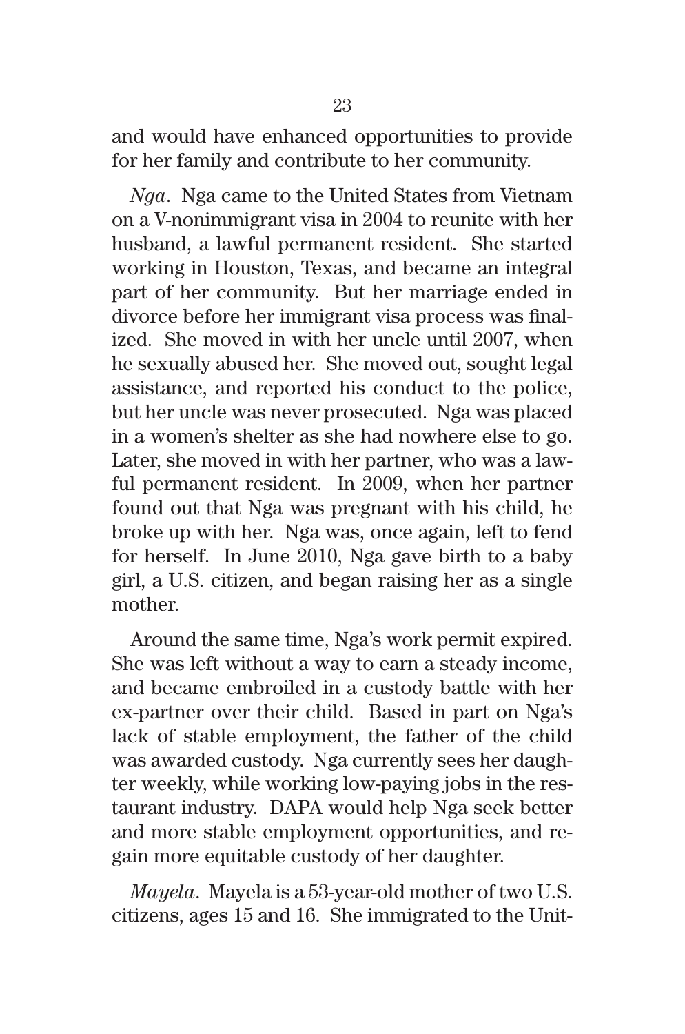and would have enhanced opportunities to provide for her family and contribute to her community.

*Nga*. Nga came to the United States from Vietnam on a V-nonimmigrant visa in 2004 to reunite with her husband, a lawful permanent resident. She started working in Houston, Texas, and became an integral part of her community. But her marriage ended in divorce before her immigrant visa process was finalized. She moved in with her uncle until 2007, when he sexually abused her. She moved out, sought legal assistance, and reported his conduct to the police, but her uncle was never prosecuted. Nga was placed in a women's shelter as she had nowhere else to go. Later, she moved in with her partner, who was a lawful permanent resident. In 2009, when her partner found out that Nga was pregnant with his child, he broke up with her. Nga was, once again, left to fend for herself. In June 2010, Nga gave birth to a baby girl, a U.S. citizen, and began raising her as a single mother.

Around the same time, Nga's work permit expired. She was left without a way to earn a steady income, and became embroiled in a custody battle with her ex-partner over their child. Based in part on Nga's lack of stable employment, the father of the child was awarded custody. Nga currently sees her daughter weekly, while working low-paying jobs in the restaurant industry. DAPA would help Nga seek better and more stable employment opportunities, and regain more equitable custody of her daughter.

*Mayela*. Mayela is a 53-year-old mother of two U.S. citizens, ages 15 and 16. She immigrated to the Unit-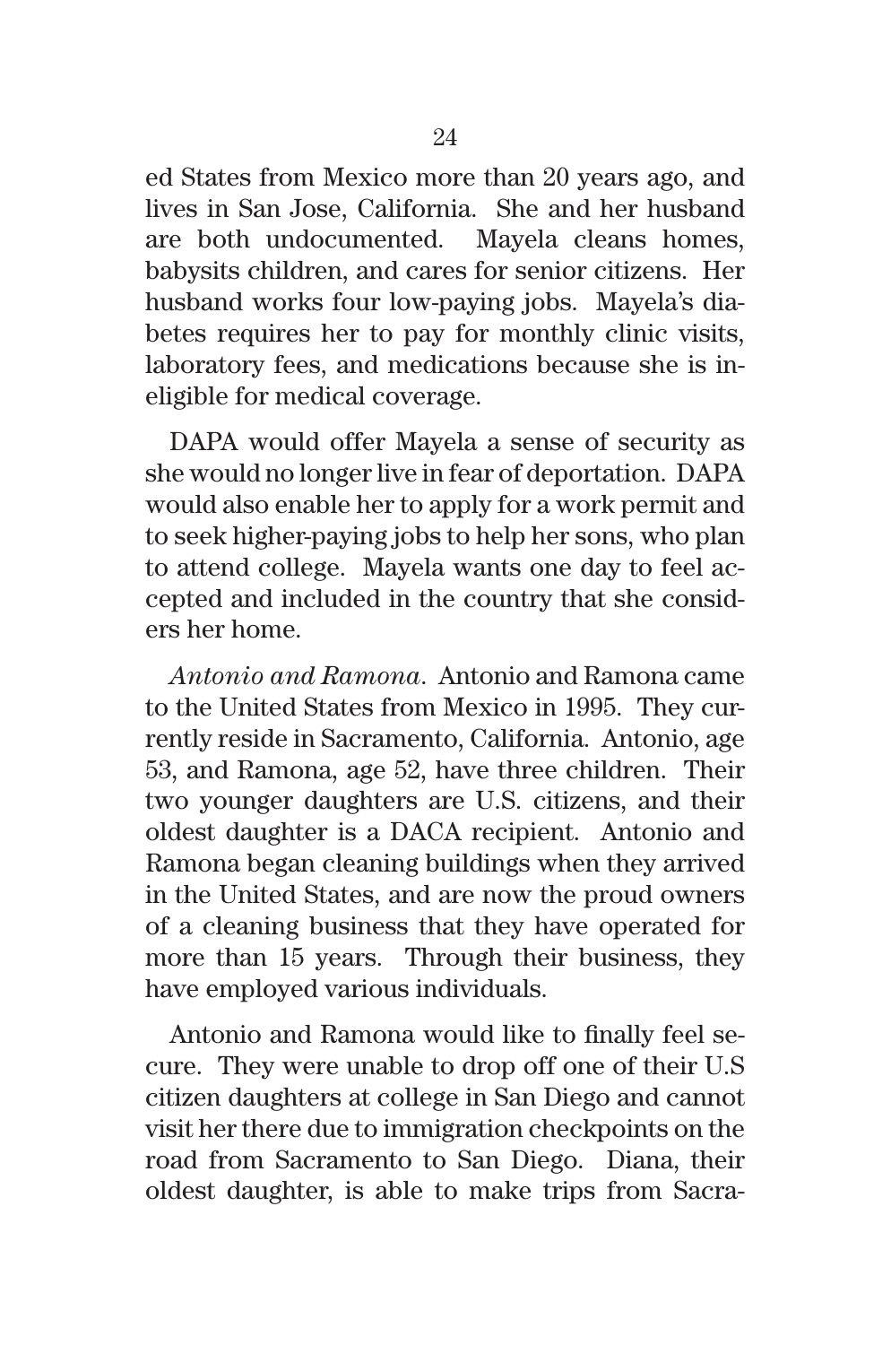ed States from Mexico more than 20 years ago, and lives in San Jose, California. She and her husband are both undocumented. Mayela cleans homes, babysits children, and cares for senior citizens. Her husband works four low-paying jobs. Mayela's diabetes requires her to pay for monthly clinic visits, laboratory fees, and medications because she is ineligible for medical coverage.

DAPA would offer Mayela a sense of security as she would no longer live in fear of deportation. DAPA would also enable her to apply for a work permit and to seek higher-paying jobs to help her sons, who plan to attend college. Mayela wants one day to feel accepted and included in the country that she considers her home.

*Antonio and Ramona*. Antonio and Ramona came to the United States from Mexico in 1995. They currently reside in Sacramento, California. Antonio, age 53, and Ramona, age 52, have three children. Their two younger daughters are U.S. citizens, and their oldest daughter is a DACA recipient. Antonio and Ramona began cleaning buildings when they arrived in the United States, and are now the proud owners of a cleaning business that they have operated for more than 15 years. Through their business, they have employed various individuals.

Antonio and Ramona would like to finally feel secure. They were unable to drop off one of their U.S citizen daughters at college in San Diego and cannot visit her there due to immigration checkpoints on the road from Sacramento to San Diego. Diana, their oldest daughter, is able to make trips from Sacra-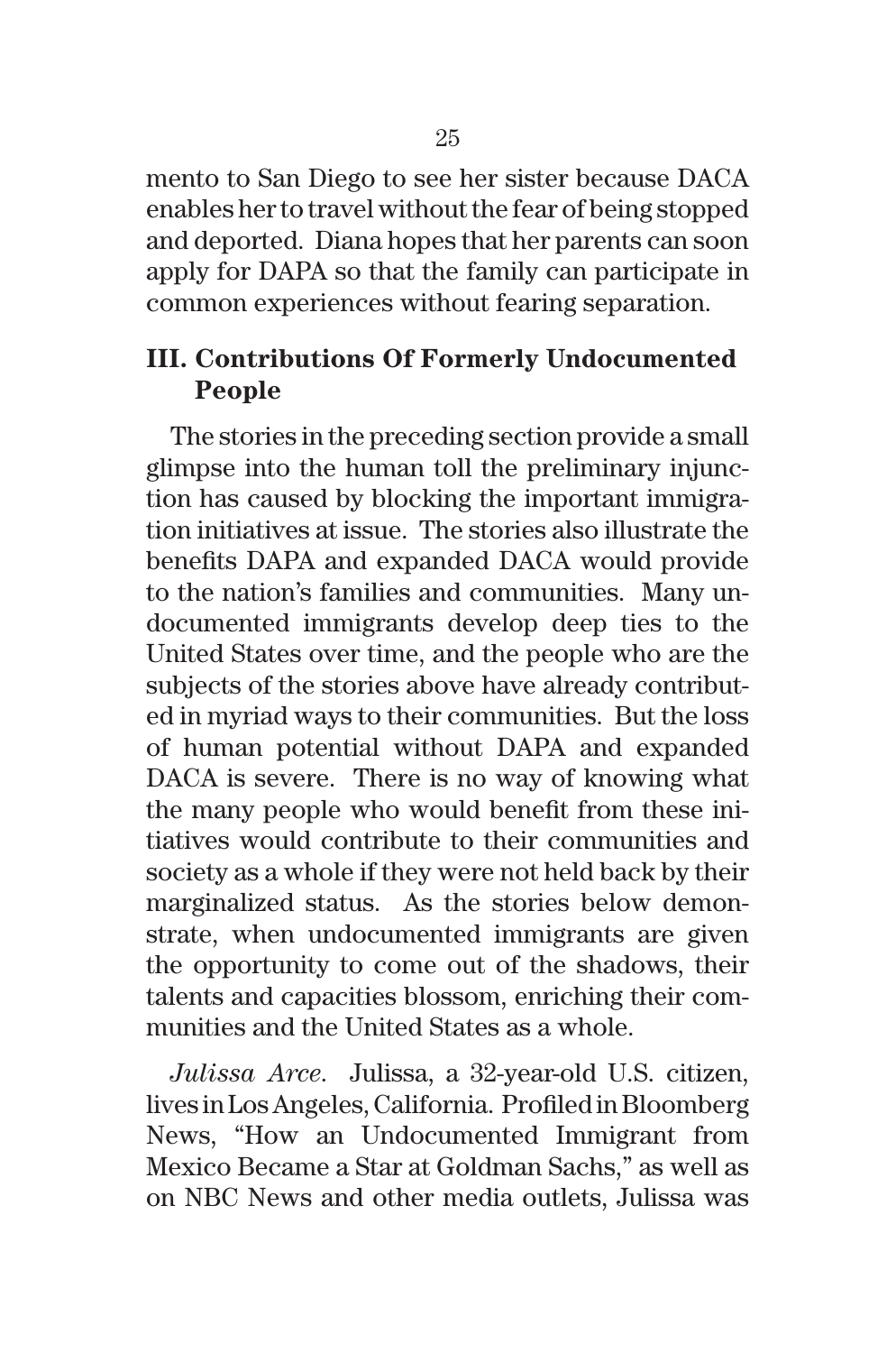mento to San Diego to see her sister because DACA enables her to travel without the fear of being stopped and deported. Diana hopes that her parents can soon apply for DAPA so that the family can participate in common experiences without fearing separation.

## III. Contributions Of Formerly Undocumented People

The stories in the preceding section provide a small glimpse into the human toll the preliminary injunction has caused by blocking the important immigration initiatives at issue. The stories also illustrate the benefits DAPA and expanded DACA would provide to the nation's families and communities. Many undocumented immigrants develop deep ties to the United States over time, and the people who are the subjects of the stories above have already contributed in myriad ways to their communities. But the loss of human potential without DAPA and expanded DACA is severe. There is no way of knowing what the many people who would benefit from these initiatives would contribute to their communities and society as a whole if they were not held back by their marginalized status. As the stories below demonstrate, when undocumented immigrants are given the opportunity to come out of the shadows, their talents and capacities blossom, enriching their communities and the United States as a whole.

*Julissa Arce.* Julissa, a 32-year-old U.S. citizen, lives in Los Angeles, California. Profiled in Bloomberg News, "How an Undocumented Immigrant from Mexico Became a Star at Goldman Sachs," as well as on NBC News and other media outlets, Julissa was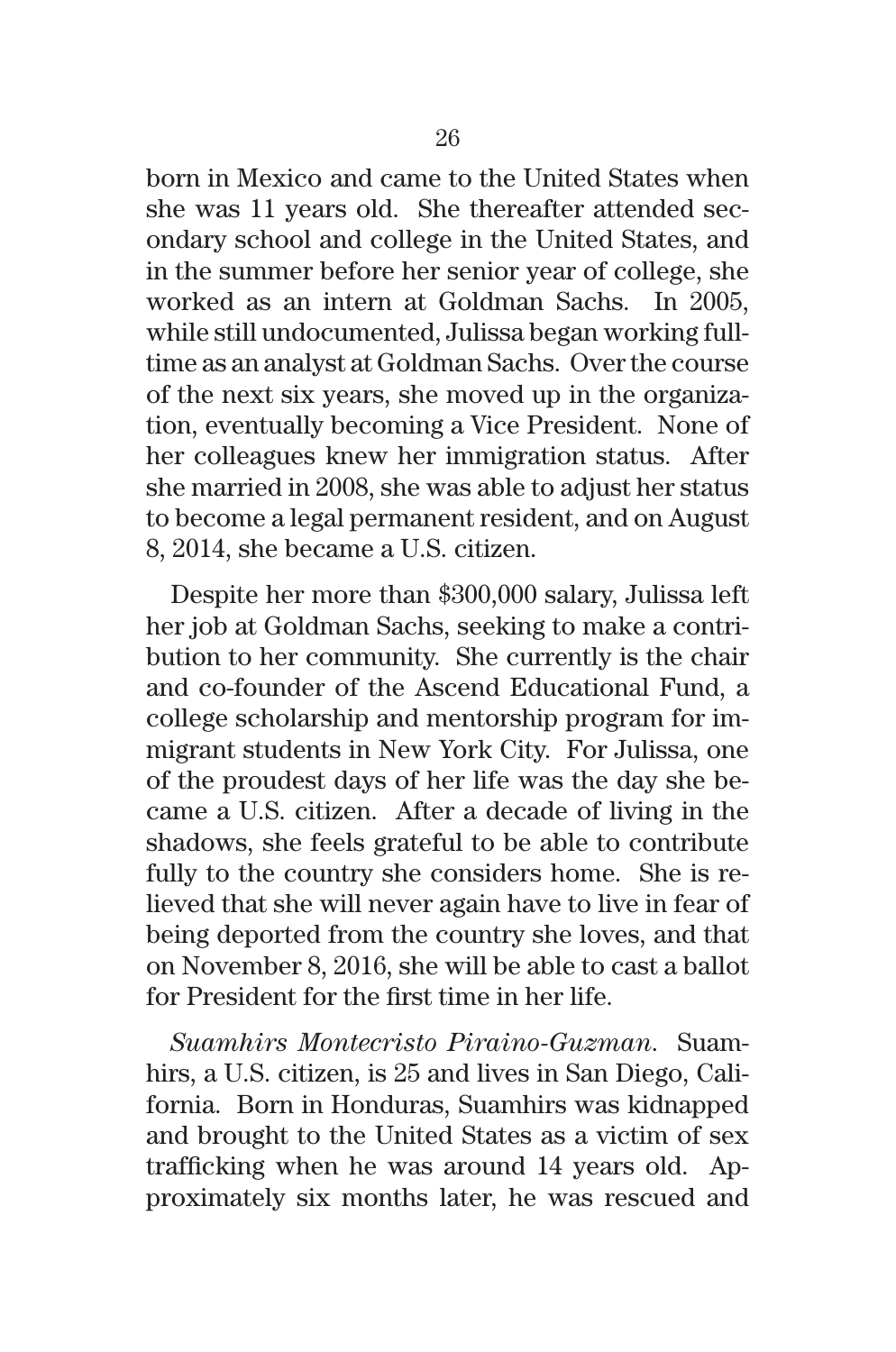born in Mexico and came to the United States when she was 11 years old. She thereafter attended secondary school and college in the United States, and in the summer before her senior year of college, she worked as an intern at Goldman Sachs. In 2005, while still undocumented, Julissa began working full-time as an analyst at Goldman Sachs. Over the course of the next six years, she moved up in the organization, eventually becoming a Vice President. None of her colleagues knew her immigration status. After she married in 2008, she was able to adjust her status to become a legal permanent resident, and on August 8, 2014, she became a U.S. citizen.

Despite her more than $300,000 salary, Julissa left her job at Goldman Sachs, seeking to make a contribution to her community. She currently is the chair and co-founder of the Ascend Educational Fund, a college scholarship and mentorship program for immigrant students in New York City. For Julissa, one of the proudest days of her life was the day she became a U.S. citizen. After a decade of living in the shadows, she feels grateful to be able to contribute fully to the country she considers home. She is relieved that she will never again have to live in fear of being deported from the country she loves, and that on November 8, 2016, she will be able to cast a ballot for President for the first time in her life.

*Suamhirs Montecristo Piraino-Guzman.* Suamhirs, a U.S. citizen, is 25 and lives in San Diego, California. Born in Honduras, Suamhirs was kidnapped and brought to the United States as a victim of sex trafficking when he was around 14 years old. Approximately six months later, he was rescued and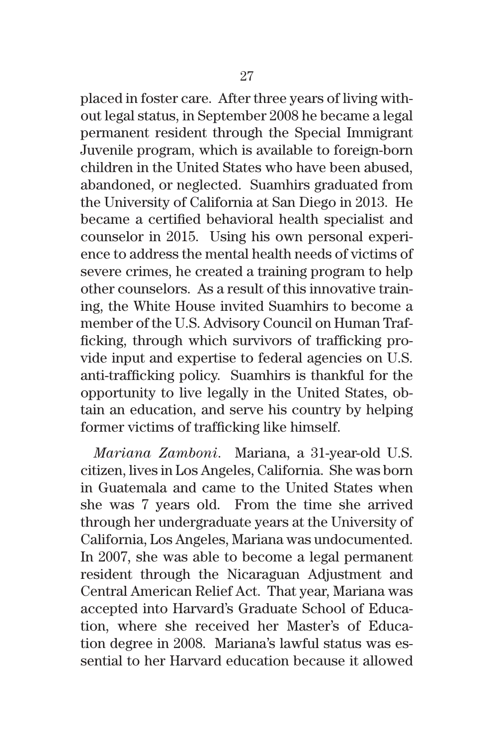placed in foster care. After three years of living without legal status, in September 2008 he became a legal permanent resident through the Special Immigrant Juvenile program, which is available to foreign-born children in the United States who have been abused, abandoned, or neglected. Suamhirs graduated from the University of California at San Diego in 2013. He became a certified behavioral health specialist and counselor in 2015. Using his own personal experience to address the mental health needs of victims of severe crimes, he created a training program to help other counselors. As a result of this innovative training, the White House invited Suamhirs to become a member of the U.S. Advisory Council on Human Trafficking, through which survivors of trafficking provide input and expertise to federal agencies on U.S. anti-trafficking policy. Suamhirs is thankful for the opportunity to live legally in the United States, obtain an education, and serve his country by helping former victims of trafficking like himself.

*Mariana Zamboni*. Mariana, a 31-year-old U.S. citizen, lives in Los Angeles, California. She was born in Guatemala and came to the United States when she was 7 years old. From the time she arrived through her undergraduate years at the University of California, Los Angeles, Mariana was undocumented. In 2007, she was able to become a legal permanent resident through the Nicaraguan Adjustment and Central American Relief Act. That year, Mariana was accepted into Harvard's Graduate School of Education, where she received her Master's of Education degree in 2008. Mariana's lawful status was essential to her Harvard education because it allowed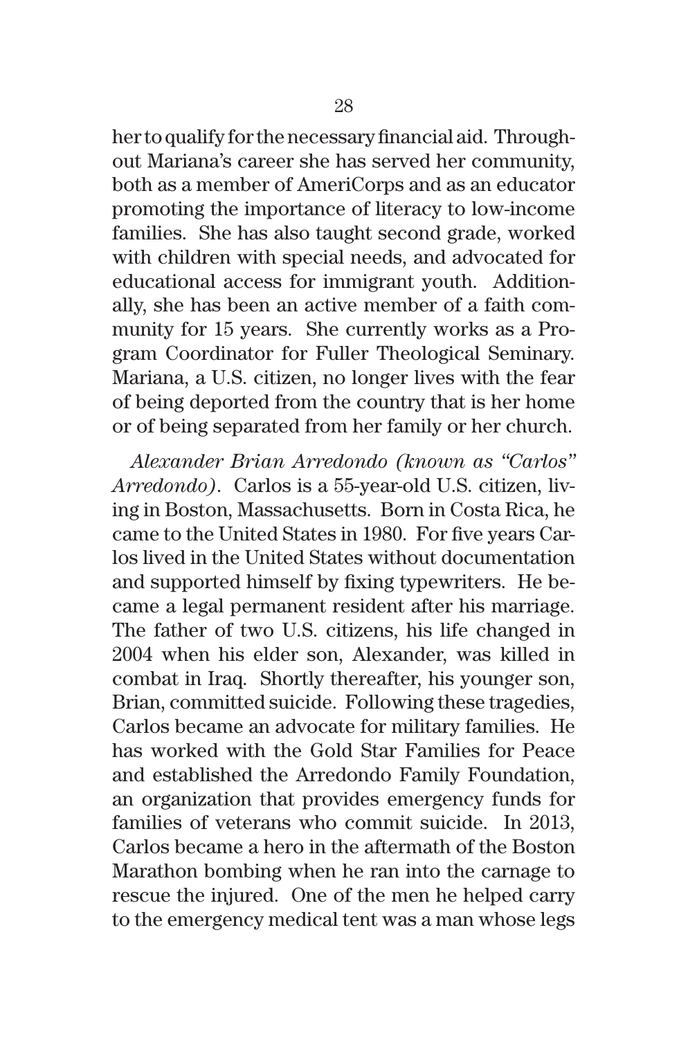her to qualify for the necessary financial aid. Throughout Mariana's career she has served her community, both as a member of AmeriCorps and as an educator promoting the importance of literacy to low-income families. She has also taught second grade, worked with children with special needs, and advocated for educational access for immigrant youth. Additionally, she has been an active member of a faith community for 15 years. She currently works as a Program Coordinator for Fuller Theological Seminary. Mariana, a U.S. citizen, no longer lives with the fear of being deported from the country that is her home or of being separated from her family or her church.

*Alexander Brian Arredondo (known as "Carlos" Arredondo)*. Carlos is a 55-year-old U.S. citizen, living in Boston, Massachusetts. Born in Costa Rica, he came to the United States in 1980. For five years Carlos lived in the United States without documentation and supported himself by fixing typewriters. He became a legal permanent resident after his marriage. The father of two U.S. citizens, his life changed in 2004 when his elder son, Alexander, was killed in combat in Iraq. Shortly thereafter, his younger son, Brian, committed suicide. Following these tragedies, Carlos became an advocate for military families. He has worked with the Gold Star Families for Peace and established the Arredondo Family Foundation, an organization that provides emergency funds for families of veterans who commit suicide. In 2013, Carlos became a hero in the aftermath of the Boston Marathon bombing when he ran into the carnage to rescue the injured. One of the men he helped carry to the emergency medical tent was a man whose legs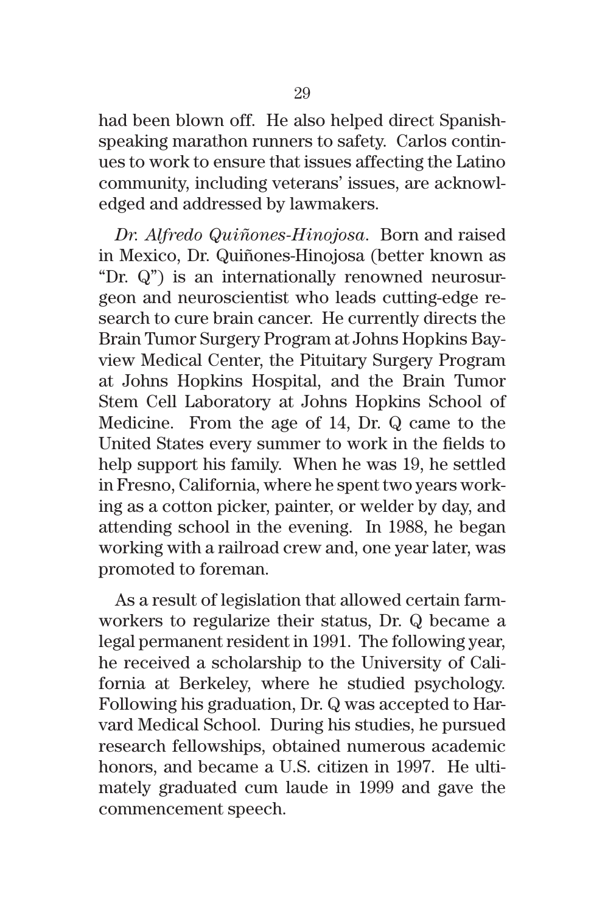had been blown off. He also helped direct Spanish-speaking marathon runners to safety. Carlos continues to work to ensure that issues affecting the Latino community, including veterans' issues, are acknowledged and addressed by lawmakers.

*Dr. Alfredo Quiñones-Hinojosa*. Born and raised in Mexico, Dr. Quiñones-Hinojosa (better known as "Dr. Q") is an internationally renowned neurosurgeon and neuroscientist who leads cutting-edge research to cure brain cancer. He currently directs the Brain Tumor Surgery Program at Johns Hopkins Bayview Medical Center, the Pituitary Surgery Program at Johns Hopkins Hospital, and the Brain Tumor Stem Cell Laboratory at Johns Hopkins School of Medicine. From the age of 14, Dr. Q came to the United States every summer to work in the fields to help support his family. When he was 19, he settled in Fresno, California, where he spent two years working as a cotton picker, painter, or welder by day, and attending school in the evening. In 1988, he began working with a railroad crew and, one year later, was promoted to foreman.

As a result of legislation that allowed certain farmworkers to regularize their status, Dr. Q became a legal permanent resident in 1991. The following year, he received a scholarship to the University of California at Berkeley, where he studied psychology. Following his graduation, Dr. Q was accepted to Harvard Medical School. During his studies, he pursued research fellowships, obtained numerous academic honors, and became a U.S. citizen in 1997. He ultimately graduated cum laude in 1999 and gave the commencement speech.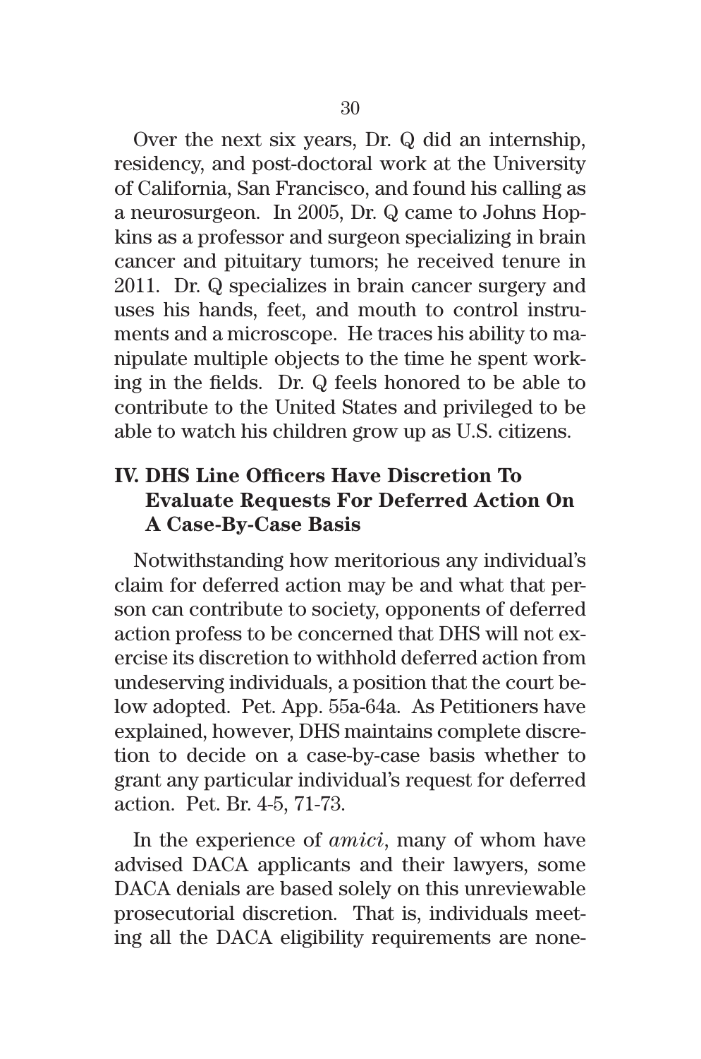Over the next six years, Dr. Q did an internship, residency, and post-doctoral work at the University of California, San Francisco, and found his calling as a neurosurgeon. In 2005, Dr. Q came to Johns Hopkins as a professor and surgeon specializing in brain cancer and pituitary tumors; he received tenure in 2011. Dr. Q specializes in brain cancer surgery and uses his hands, feet, and mouth to control instruments and a microscope. He traces his ability to manipulate multiple objects to the time he spent working in the fields. Dr. Q feels honored to be able to contribute to the United States and privileged to be able to watch his children grow up as U.S. citizens.

## IV. DHS Line Officers Have Discretion To Evaluate Requests For Deferred Action On A Case-By-Case Basis

Notwithstanding how meritorious any individual's claim for deferred action may be and what that person can contribute to society, opponents of deferred action profess to be concerned that DHS will not exercise its discretion to withhold deferred action from undeserving individuals, a position that the court below adopted. Pet. App. 55a-64a. As Petitioners have explained, however, DHS maintains complete discretion to decide on a case-by-case basis whether to grant any particular individual's request for deferred action. Pet. Br. 4-5, 71-73.

In the experience of *amici*, many of whom have advised DACA applicants and their lawyers, some DACA denials are based solely on this unreviewable prosecutorial discretion. That is, individuals meeting all the DACA eligibility requirements are none-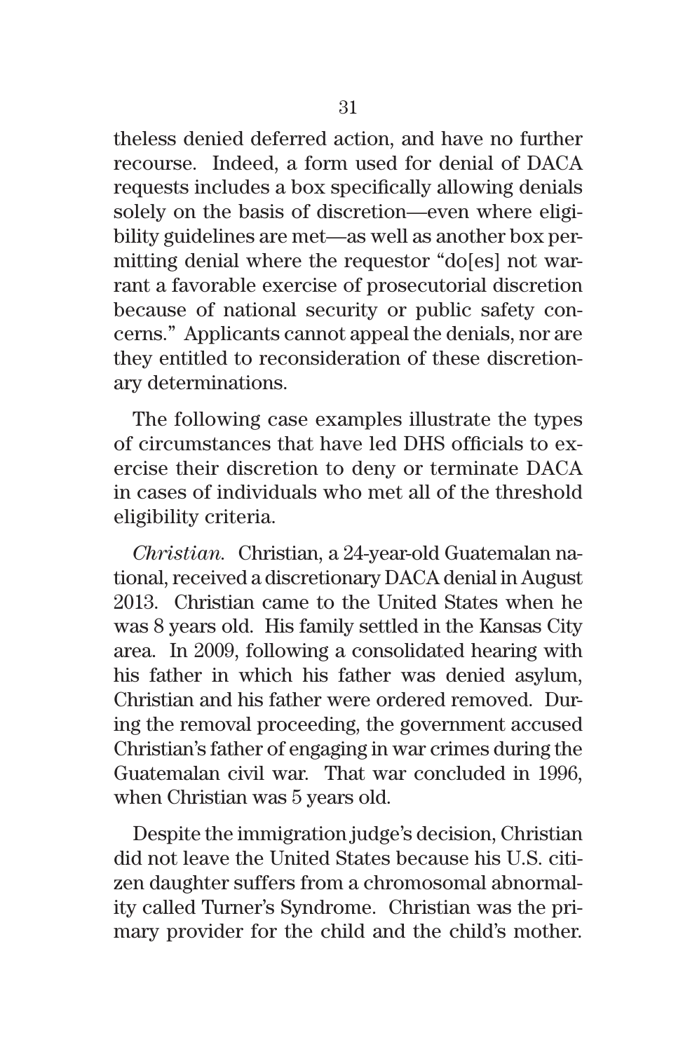theless denied deferred action, and have no further recourse. Indeed, a form used for denial of DACA requests includes a box specifically allowing denials solely on the basis of discretion—even where eligibility guidelines are met—as well as another box permitting denial where the requestor "do[es] not warrant a favorable exercise of prosecutorial discretion because of national security or public safety concerns." Applicants cannot appeal the denials, nor are they entitled to reconsideration of these discretionary determinations.

The following case examples illustrate the types of circumstances that have led DHS officials to exercise their discretion to deny or terminate DACA in cases of individuals who met all of the threshold eligibility criteria.

*Christian.* Christian, a 24-year-old Guatemalan national, received a discretionary DACA denial in August 2013. Christian came to the United States when he was 8 years old. His family settled in the Kansas City area. In 2009, following a consolidated hearing with his father in which his father was denied asylum, Christian and his father were ordered removed. During the removal proceeding, the government accused Christian's father of engaging in war crimes during the Guatemalan civil war. That war concluded in 1996, when Christian was 5 years old.

Despite the immigration judge's decision, Christian did not leave the United States because his U.S. citizen daughter suffers from a chromosomal abnormality called Turner's Syndrome. Christian was the primary provider for the child and the child's mother.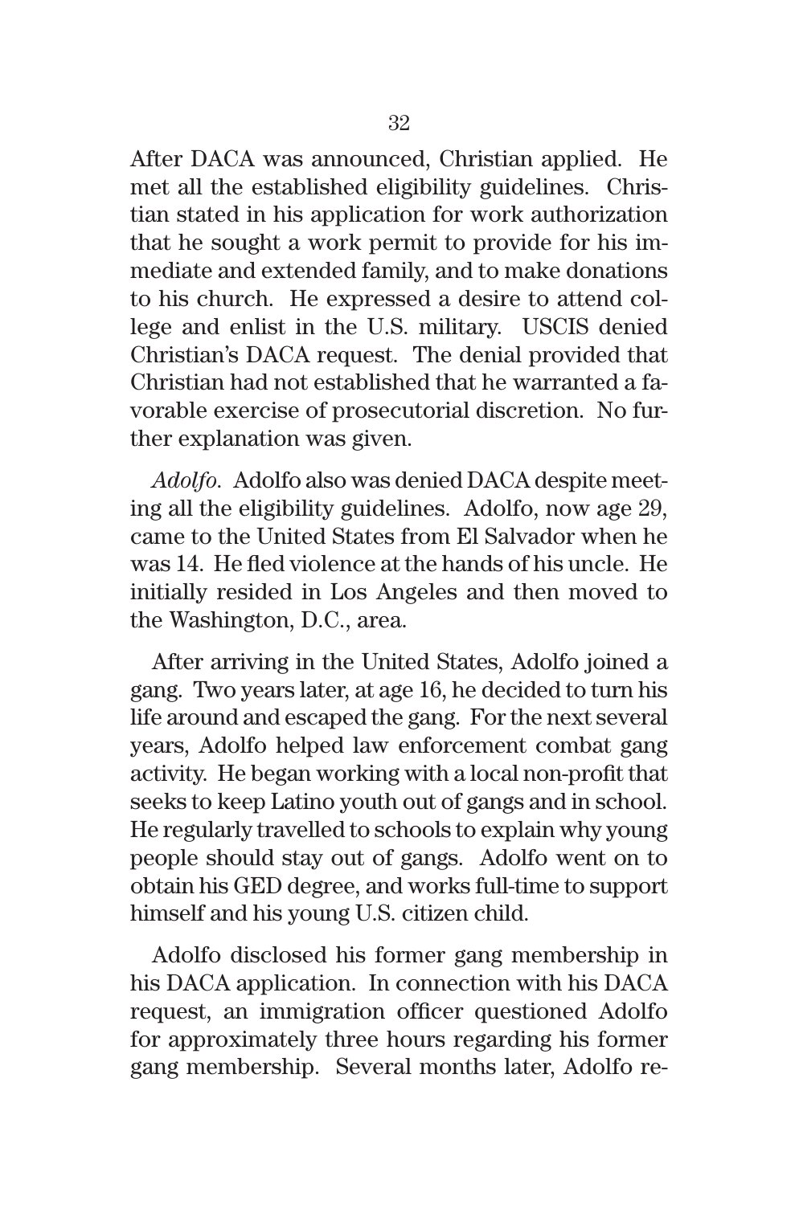After DACA was announced, Christian applied. He met all the established eligibility guidelines. Christian stated in his application for work authorization that he sought a work permit to provide for his immediate and extended family, and to make donations to his church. He expressed a desire to attend college and enlist in the U.S. military. USCIS denied Christian's DACA request. The denial provided that Christian had not established that he warranted a favorable exercise of prosecutorial discretion. No further explanation was given.

*Adolfo*. Adolfo also was denied DACA despite meeting all the eligibility guidelines. Adolfo, now age 29, came to the United States from El Salvador when he was 14. He fled violence at the hands of his uncle. He initially resided in Los Angeles and then moved to the Washington, D.C., area.

After arriving in the United States, Adolfo joined a gang. Two years later, at age 16, he decided to turn his life around and escaped the gang. For the next several years, Adolfo helped law enforcement combat gang activity. He began working with a local non-profit that seeks to keep Latino youth out of gangs and in school. He regularly travelled to schools to explain why young people should stay out of gangs. Adolfo went on to obtain his GED degree, and works full-time to support himself and his young U.S. citizen child.

Adolfo disclosed his former gang membership in his DACA application. In connection with his DACA request, an immigration officer questioned Adolfo for approximately three hours regarding his former gang membership. Several months later, Adolfo re-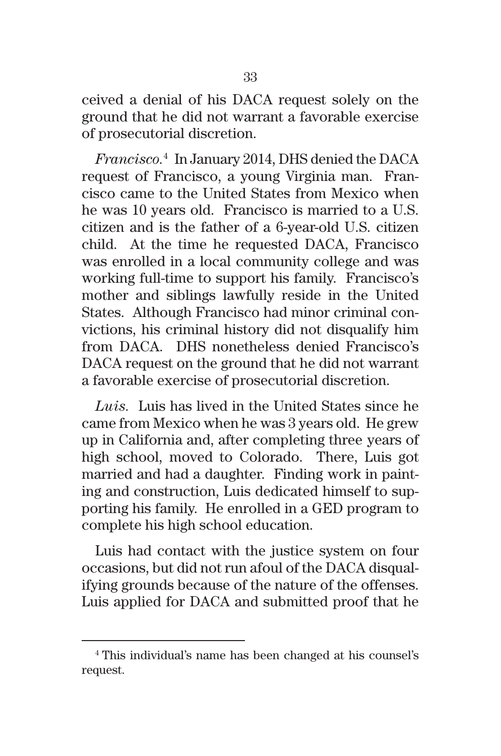ceived a denial of his DACA request solely on the ground that he did not warrant a favorable exercise of prosecutorial discretion.

*Francisco.*[4] In January 2014, DHS denied the DACA request of Francisco, a young Virginia man. Francisco came to the United States from Mexico when he was 10 years old. Francisco is married to a U.S. citizen and is the father of a 6-year-old U.S. citizen child. At the time he requested DACA, Francisco was enrolled in a local community college and was working full-time to support his family. Francisco's mother and siblings lawfully reside in the United States. Although Francisco had minor criminal convictions, his criminal history did not disqualify him from DACA. DHS nonetheless denied Francisco's DACA request on the ground that he did not warrant a favorable exercise of prosecutorial discretion.

*Luis.* Luis has lived in the United States since he came from Mexico when he was 3 years old. He grew up in California and, after completing three years of high school, moved to Colorado. There, Luis got married and had a daughter. Finding work in painting and construction, Luis dedicated himself to supporting his family. He enrolled in a GED program to complete his high school education.

Luis had contact with the justice system on four occasions, but did not run afoul of the DACA disqualifying grounds because of the nature of the offenses. Luis applied for DACA and submitted proof that he

---

[4] This individual's name has been changed at his counsel's request.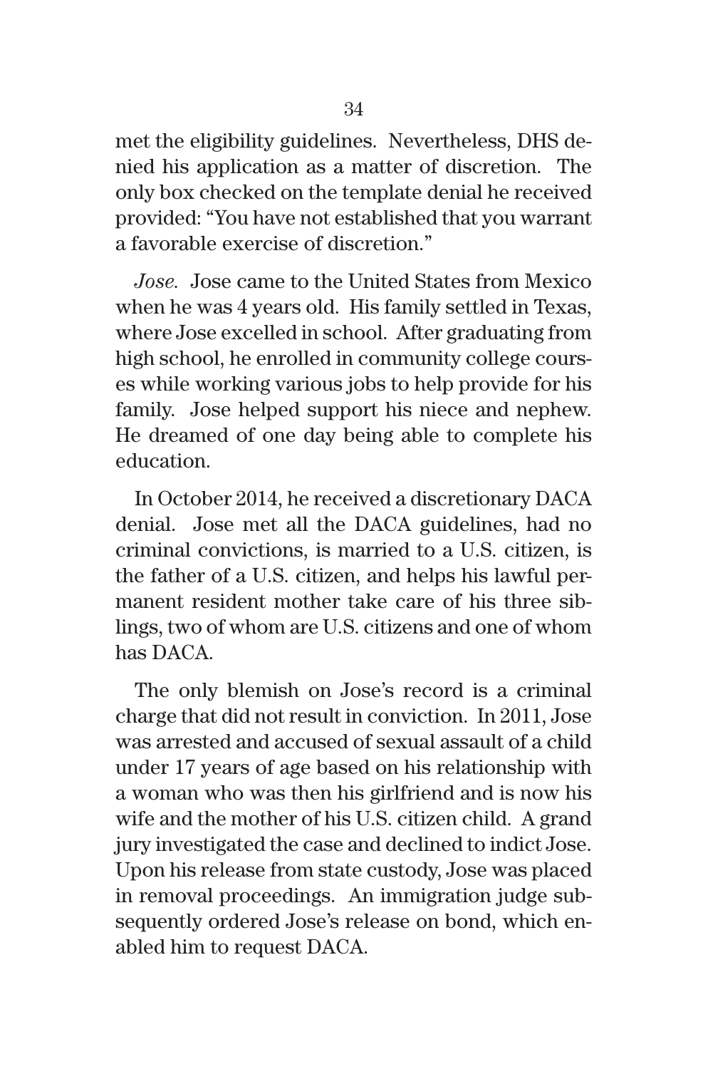met the eligibility guidelines. Nevertheless, DHS denied his application as a matter of discretion. The only box checked on the template denial he received provided: "You have not established that you warrant a favorable exercise of discretion."

*Jose*. Jose came to the United States from Mexico when he was 4 years old. His family settled in Texas, where Jose excelled in school. After graduating from high school, he enrolled in community college courses while working various jobs to help provide for his family. Jose helped support his niece and nephew. He dreamed of one day being able to complete his education.

In October 2014, he received a discretionary DACA denial. Jose met all the DACA guidelines, had no criminal convictions, is married to a U.S. citizen, is the father of a U.S. citizen, and helps his lawful permanent resident mother take care of his three siblings, two of whom are U.S. citizens and one of whom has DACA.

The only blemish on Jose's record is a criminal charge that did not result in conviction. In 2011, Jose was arrested and accused of sexual assault of a child under 17 years of age based on his relationship with a woman who was then his girlfriend and is now his wife and the mother of his U.S. citizen child. A grand jury investigated the case and declined to indict Jose. Upon his release from state custody, Jose was placed in removal proceedings. An immigration judge subsequently ordered Jose's release on bond, which enabled him to request DACA.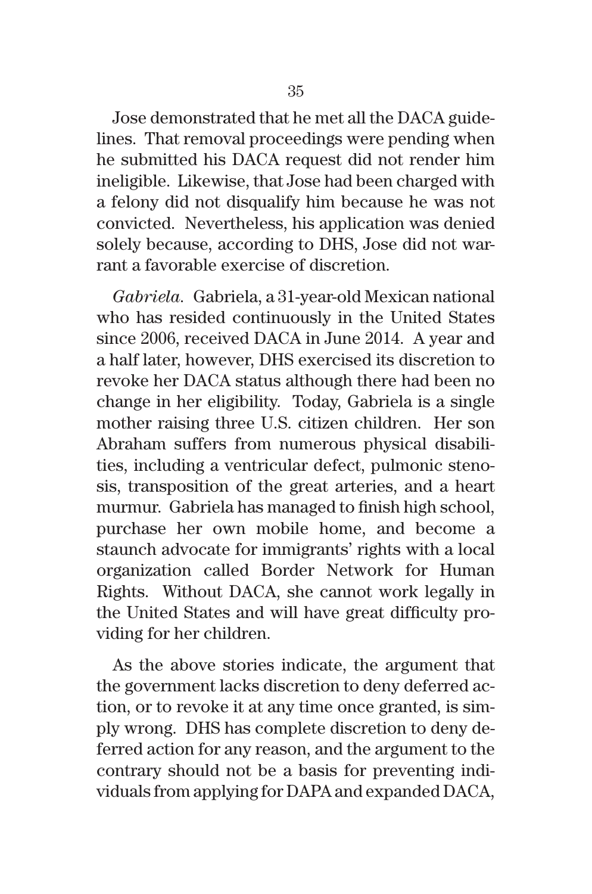Jose demonstrated that he met all the DACA guidelines. That removal proceedings were pending when he submitted his DACA request did not render him ineligible. Likewise, that Jose had been charged with a felony did not disqualify him because he was not convicted. Nevertheless, his application was denied solely because, according to DHS, Jose did not warrant a favorable exercise of discretion.

*Gabriela*. Gabriela, a 31-year-old Mexican national who has resided continuously in the United States since 2006, received DACA in June 2014. A year and a half later, however, DHS exercised its discretion to revoke her DACA status although there had been no change in her eligibility. Today, Gabriela is a single mother raising three U.S. citizen children. Her son Abraham suffers from numerous physical disabilities, including a ventricular defect, pulmonic stenosis, transposition of the great arteries, and a heart murmur. Gabriela has managed to finish high school, purchase her own mobile home, and become a staunch advocate for immigrants' rights with a local organization called Border Network for Human Rights. Without DACA, she cannot work legally in the United States and will have great difficulty providing for her children.

As the above stories indicate, the argument that the government lacks discretion to deny deferred action, or to revoke it at any time once granted, is simply wrong. DHS has complete discretion to deny deferred action for any reason, and the argument to the contrary should not be a basis for preventing individuals from applying for DAPA and expanded DACA,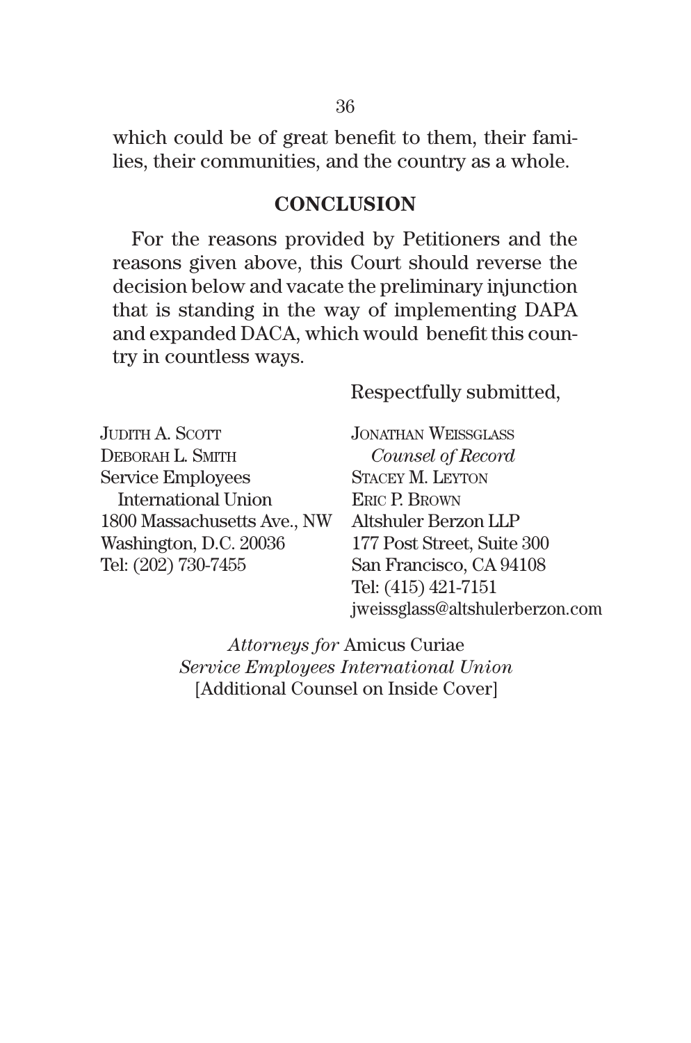which could be of great benefit to them, their families, their communities, and the country as a whole.

## CONCLUSION

For the reasons provided by Petitioners and the reasons given above, this Court should reverse the decision below and vacate the preliminary injunction that is standing in the way of implementing DAPA and expanded DACA, which would benefit this country in countless ways.

Respectfully submitted,

JONATHAN WEISSGLASS
*Counsel of Record*
STACEY M. LEYTON
ERIC P. BROWN
Altshuler Berzon LLP
177 Post Street, Suite 300
San Francisco, CA 94108
Tel: (415) 421-7151
jweissglass@altshulerberzon.com

JUDITH A. SCOTT
DEBORAH L. SMITH
Service Employees
International Union
1800 Massachusetts Ave., NW
Washington, D.C. 20036
Tel: (202) 730-7455

*Attorneys for* Amicus Curiae
*Service Employees International Union*
[Additional Counsel on Inside Cover]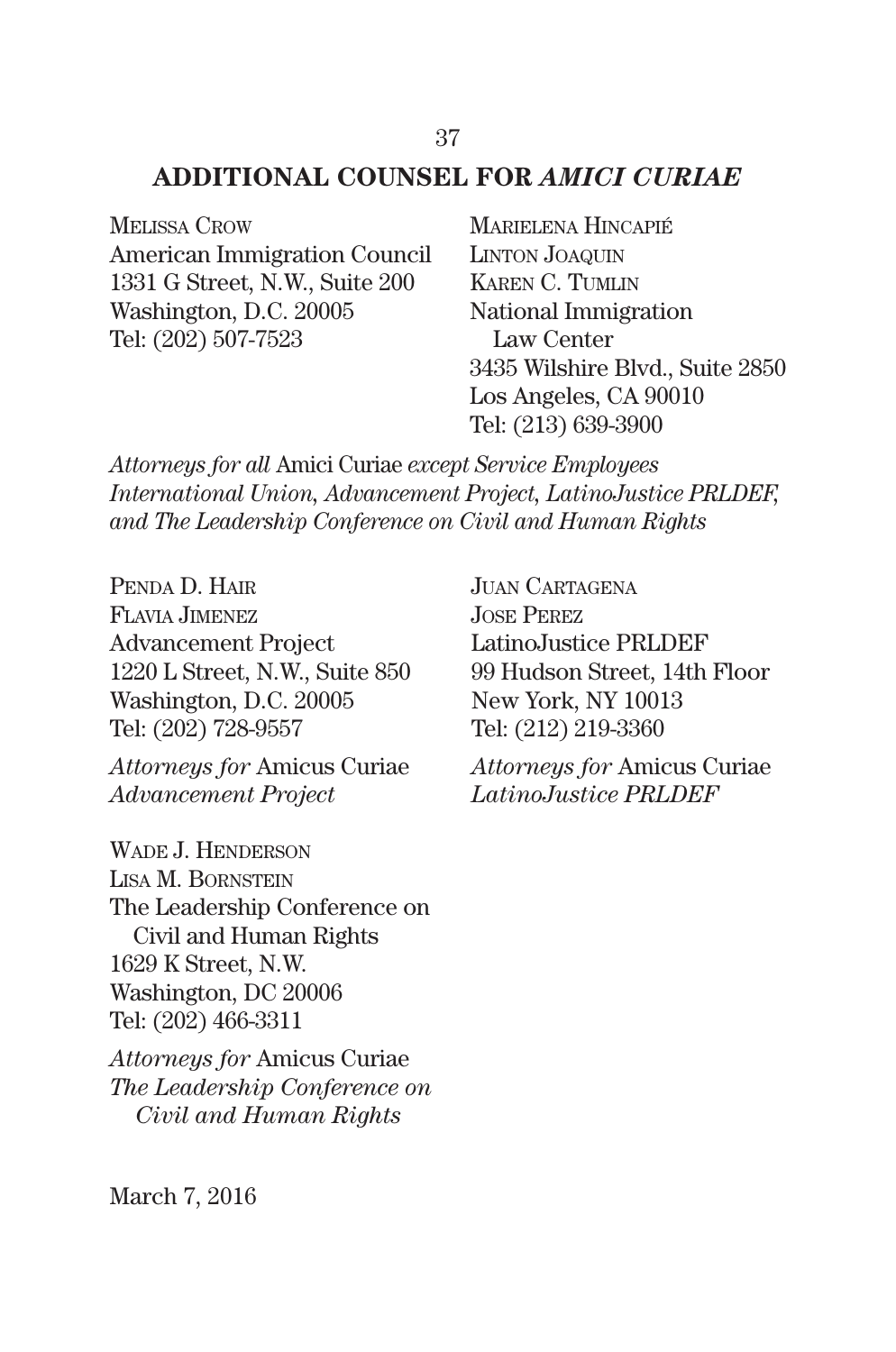## ADDITIONAL COUNSEL FOR *AMICI CURIAE*

MELISSA CROW
American Immigration Council
1331 G Street, N.W., Suite 200
Washington, D.C. 20005
Tel: (202) 507-7523

MARIELENA HINCAPIÉ
LINTON JOAQUIN
KAREN C. TUMLIN
National Immigration Law Center
3435 Wilshire Blvd., Suite 2850
Los Angeles, CA 90010
Tel: (213) 639-3900

*Attorneys for all* Amici Curiae *except Service Employees International Union, Advancement Project, LatinoJustice PRLDEF, and The Leadership Conference on Civil and Human Rights*

PENDA D. HAIR
FLAVIA JIMENEZ
Advancement Project
1220 L Street, N.W., Suite 850
Washington, D.C. 20005
Tel: (202) 728-9557

*Attorneys for* Amicus Curiae *Advancement Project*

JUAN CARTAGENA
JOSE PEREZ
LatinoJustice PRLDEF
99 Hudson Street, 14th Floor
New York, NY 10013
Tel: (212) 219-3360

*Attorneys for* Amicus Curiae *LatinoJustice PRLDEF*

WADE J. HENDERSON
LISA M. BORNSTEIN
The Leadership Conference on Civil and Human Rights
1629 K Street, N.W.
Washington, DC 20006
Tel: (202) 466-3311

*Attorneys for* Amicus Curiae *The Leadership Conference on Civil and Human Rights*

March 7, 2016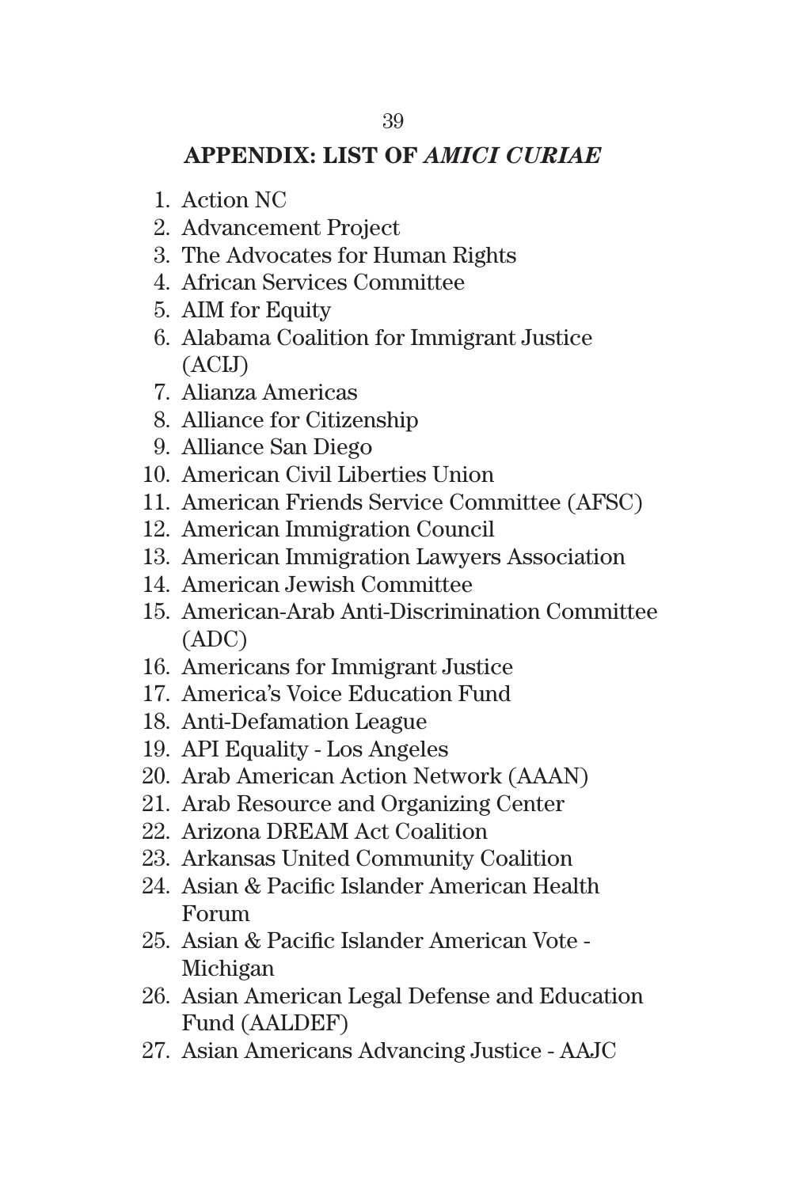## APPENDIX: LIST OF *AMICI CURIAE*

1. Action NC
2. Advancement Project
3. The Advocates for Human Rights
4. African Services Committee
5. AIM for Equity
6. Alabama Coalition for Immigrant Justice (ACIJ)
7. Alianza Americas
8. Alliance for Citizenship
9. Alliance San Diego
10. American Civil Liberties Union
11. American Friends Service Committee (AFSC)
12. American Immigration Council
13. American Immigration Lawyers Association
14. American Jewish Committee
15. American-Arab Anti-Discrimination Committee (ADC)
16. Americans for Immigrant Justice
17. America's Voice Education Fund
18. Anti-Defamation League
19. API Equality - Los Angeles
20. Arab American Action Network (AAAN)
21. Arab Resource and Organizing Center
22. Arizona DREAM Act Coalition
23. Arkansas United Community Coalition
24. Asian & Pacific Islander American Health Forum
25. Asian & Pacific Islander American Vote - Michigan
26. Asian American Legal Defense and Education Fund (AALDEF)
27. Asian Americans Advancing Justice - AAJC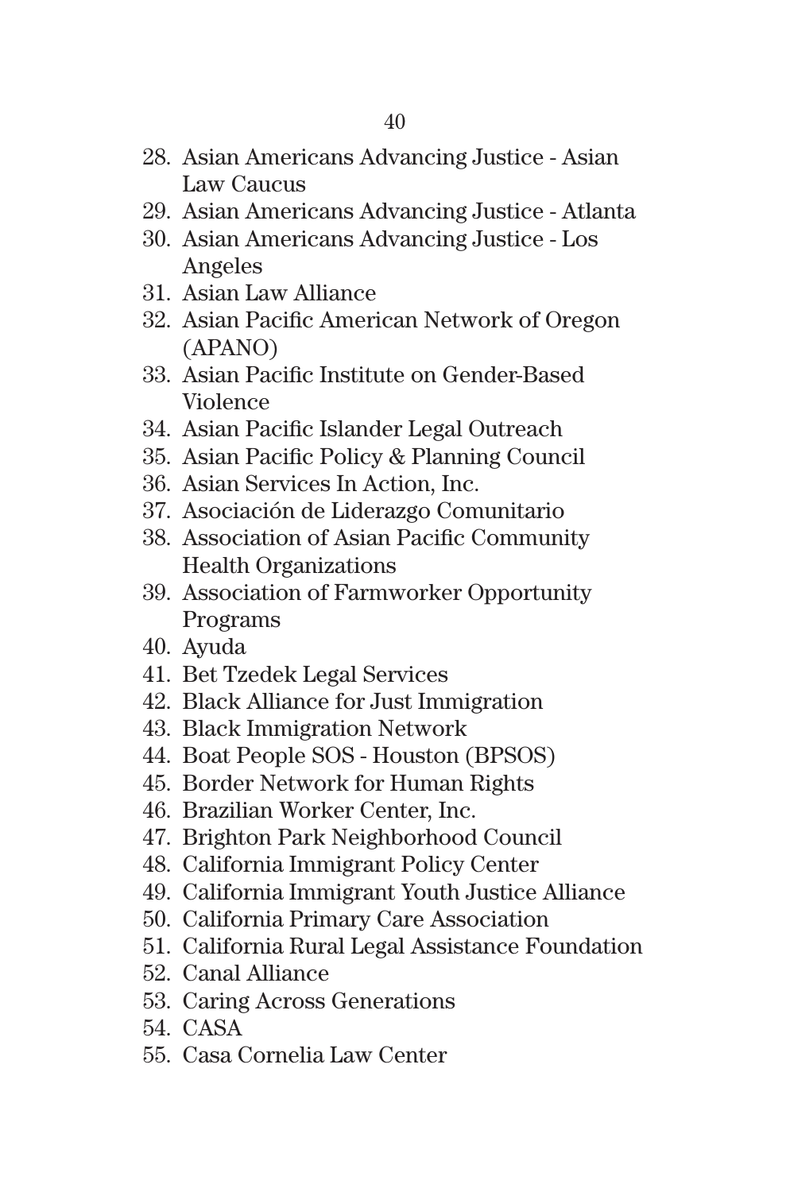28. Asian Americans Advancing Justice - Asian Law Caucus
29. Asian Americans Advancing Justice - Atlanta
30. Asian Americans Advancing Justice - Los Angeles
31. Asian Law Alliance
32. Asian Pacific American Network of Oregon (APANO)
33. Asian Pacific Institute on Gender-Based Violence
34. Asian Pacific Islander Legal Outreach
35. Asian Pacific Policy & Planning Council
36. Asian Services In Action, Inc.
37. Asociación de Liderazgo Comunitario
38. Association of Asian Pacific Community Health Organizations
39. Association of Farmworker Opportunity Programs
40. Ayuda
41. Bet Tzedek Legal Services
42. Black Alliance for Just Immigration
43. Black Immigration Network
44. Boat People SOS - Houston (BPSOS)
45. Border Network for Human Rights
46. Brazilian Worker Center, Inc.
47. Brighton Park Neighborhood Council
48. California Immigrant Policy Center
49. California Immigrant Youth Justice Alliance
50. California Primary Care Association
51. California Rural Legal Assistance Foundation
52. Canal Alliance
53. Caring Across Generations
54. CASA
55. Casa Cornelia Law Center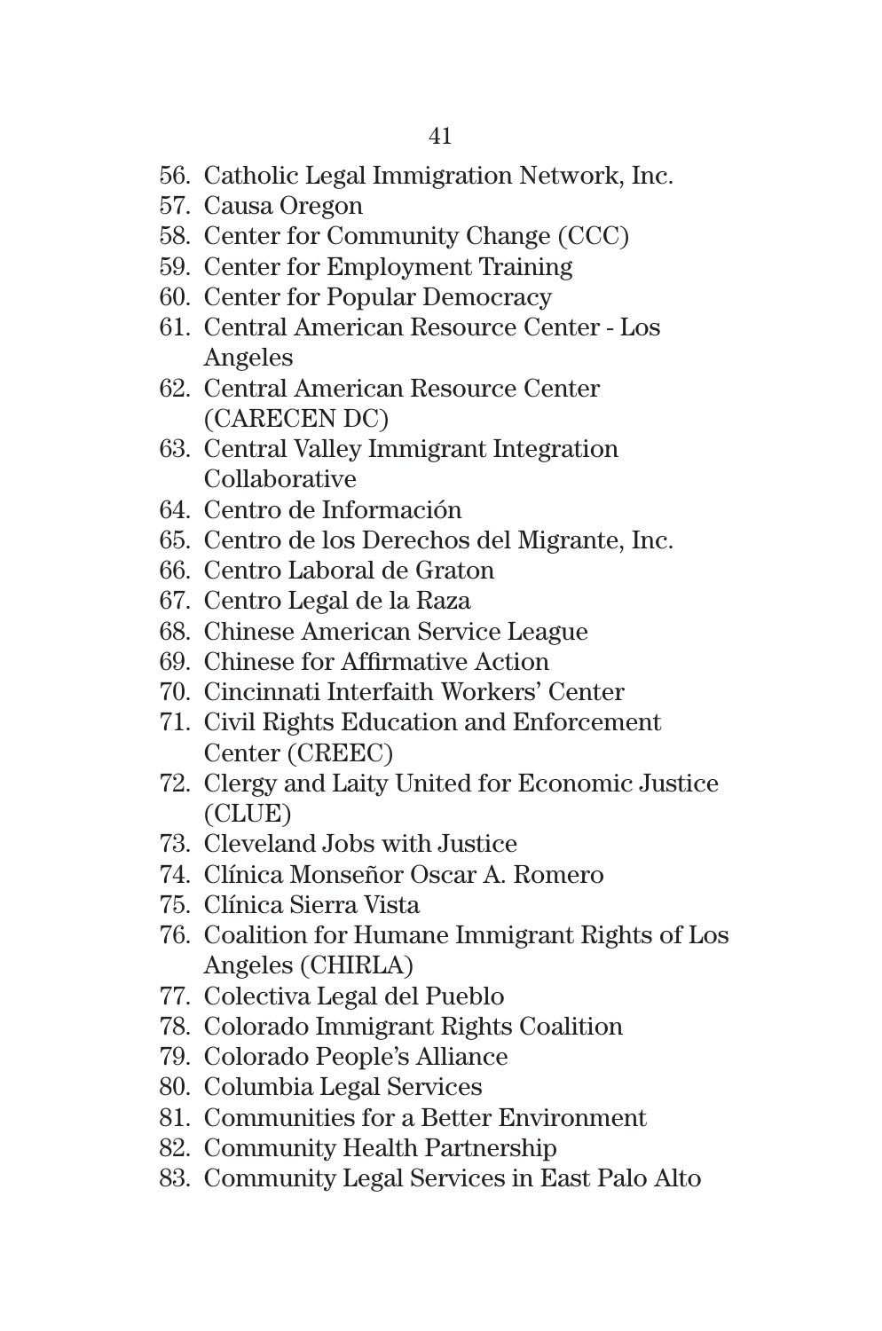56. Catholic Legal Immigration Network, Inc.
57. Causa Oregon
58. Center for Community Change (CCC)
59. Center for Employment Training
60. Center for Popular Democracy
61. Central American Resource Center - Los Angeles
62. Central American Resource Center (CARECEN DC)
63. Central Valley Immigrant Integration Collaborative
64. Centro de Información
65. Centro de los Derechos del Migrante, Inc.
66. Centro Laboral de Graton
67. Centro Legal de la Raza
68. Chinese American Service League
69. Chinese for Affirmative Action
70. Cincinnati Interfaith Workers' Center
71. Civil Rights Education and Enforcement Center (CREEC)
72. Clergy and Laity United for Economic Justice (CLUE)
73. Cleveland Jobs with Justice
74. Clínica Monseñor Oscar A. Romero
75. Clínica Sierra Vista
76. Coalition for Humane Immigrant Rights of Los Angeles (CHIRLA)
77. Colectiva Legal del Pueblo
78. Colorado Immigrant Rights Coalition
79. Colorado People's Alliance
80. Columbia Legal Services
81. Communities for a Better Environment
82. Community Health Partnership
83. Community Legal Services in East Palo Alto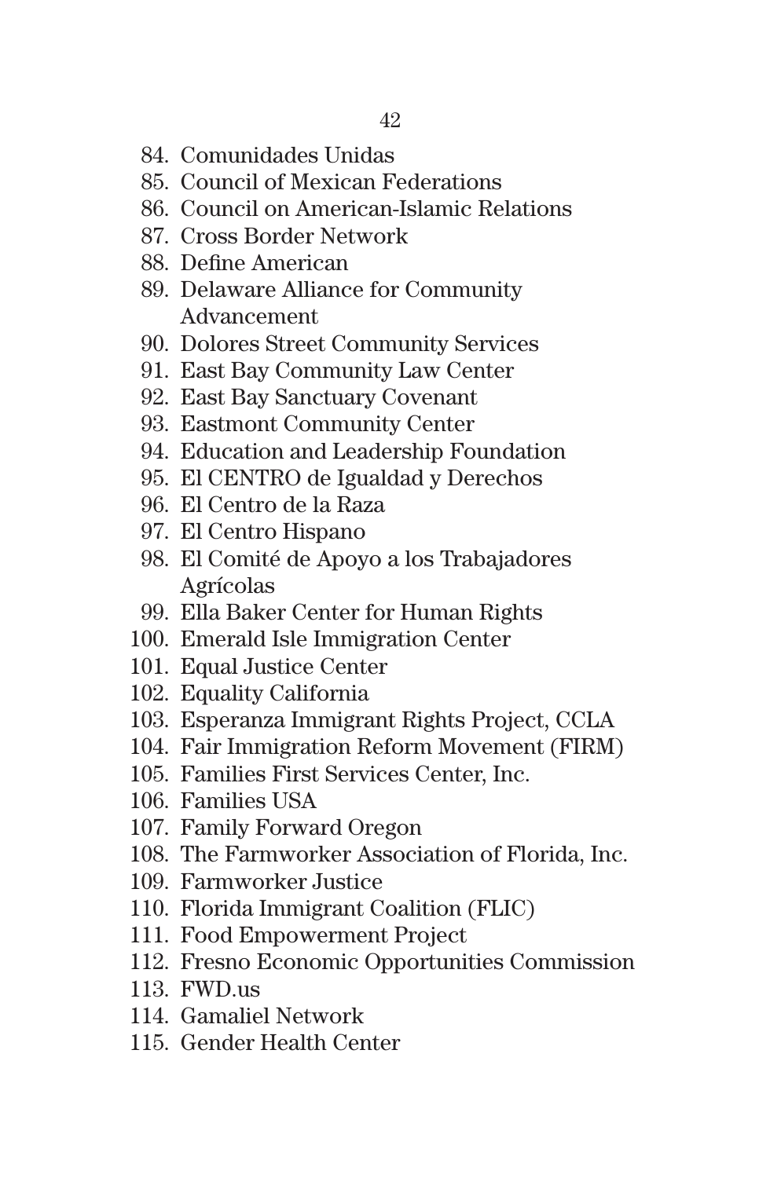84. Comunidades Unidas
85. Council of Mexican Federations
86. Council on American-Islamic Relations
87. Cross Border Network
88. Define American
89. Delaware Alliance for Community Advancement
90. Dolores Street Community Services
91. East Bay Community Law Center
92. East Bay Sanctuary Covenant
93. Eastmont Community Center
94. Education and Leadership Foundation
95. El CENTRO de Igualdad y Derechos
96. El Centro de la Raza
97. El Centro Hispano
98. El Comité de Apoyo a los Trabajadores Agrícolas
99. Ella Baker Center for Human Rights
100. Emerald Isle Immigration Center
101. Equal Justice Center
102. Equality California
103. Esperanza Immigrant Rights Project, CCLA
104. Fair Immigration Reform Movement (FIRM)
105. Families First Services Center, Inc.
106. Families USA
107. Family Forward Oregon
108. The Farmworker Association of Florida, Inc.
109. Farmworker Justice
110. Florida Immigrant Coalition (FLIC)
111. Food Empowerment Project
112. Fresno Economic Opportunities Commission
113. FWD.us
114. Gamaliel Network
115. Gender Health Center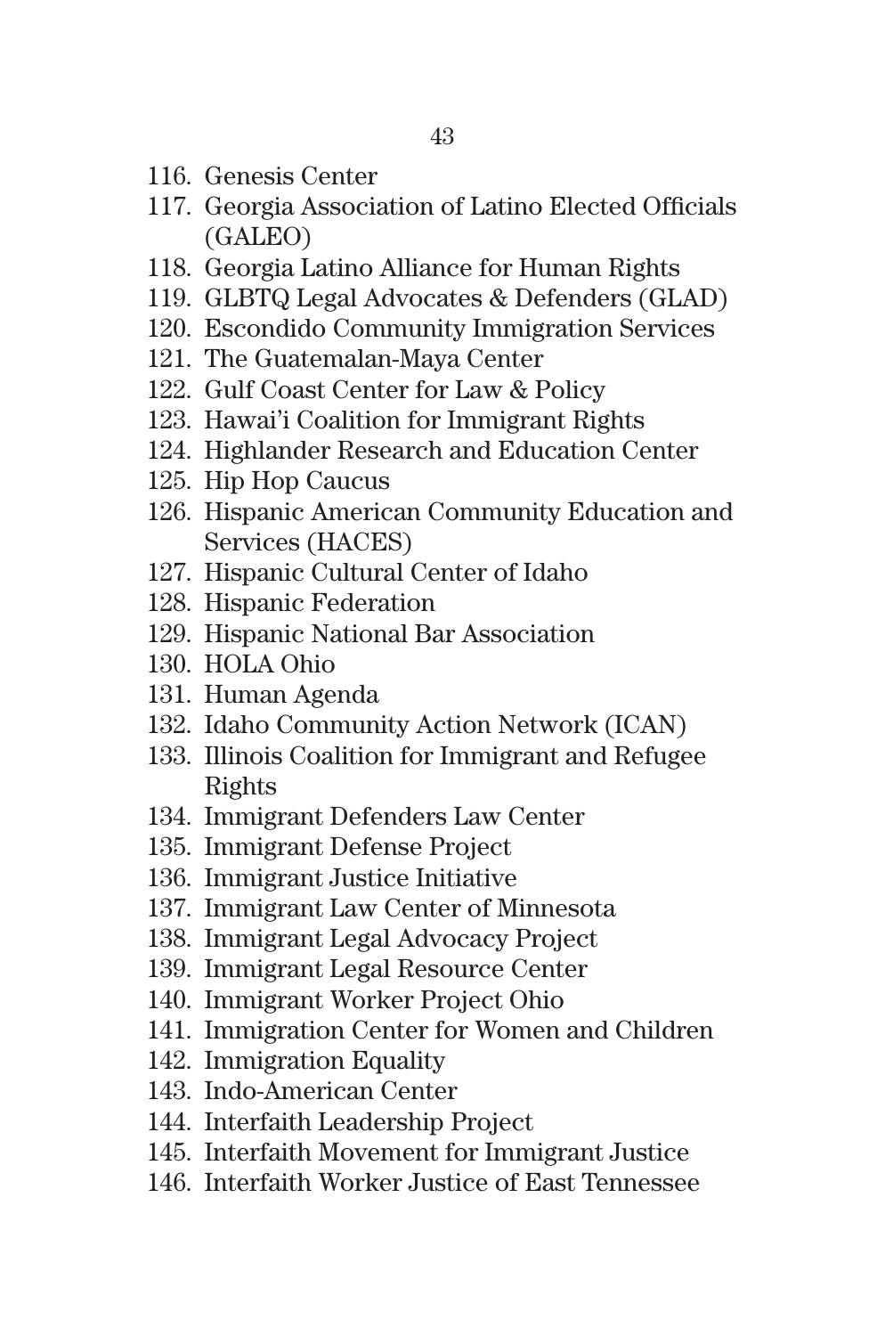116. Genesis Center
117. Georgia Association of Latino Elected Officials (GALEO)
118. Georgia Latino Alliance for Human Rights
119. GLBTQ Legal Advocates & Defenders (GLAD)
120. Escondido Community Immigration Services
121. The Guatemalan-Maya Center
122. Gulf Coast Center for Law & Policy
123. Hawai'i Coalition for Immigrant Rights
124. Highlander Research and Education Center
125. Hip Hop Caucus
126. Hispanic American Community Education and Services (HACES)
127. Hispanic Cultural Center of Idaho
128. Hispanic Federation
129. Hispanic National Bar Association
130. HOLA Ohio
131. Human Agenda
132. Idaho Community Action Network (ICAN)
133. Illinois Coalition for Immigrant and Refugee Rights
134. Immigrant Defenders Law Center
135. Immigrant Defense Project
136. Immigrant Justice Initiative
137. Immigrant Law Center of Minnesota
138. Immigrant Legal Advocacy Project
139. Immigrant Legal Resource Center
140. Immigrant Worker Project Ohio
141. Immigration Center for Women and Children
142. Immigration Equality
143. Indo-American Center
144. Interfaith Leadership Project
145. Interfaith Movement for Immigrant Justice
146. Interfaith Worker Justice of East Tennessee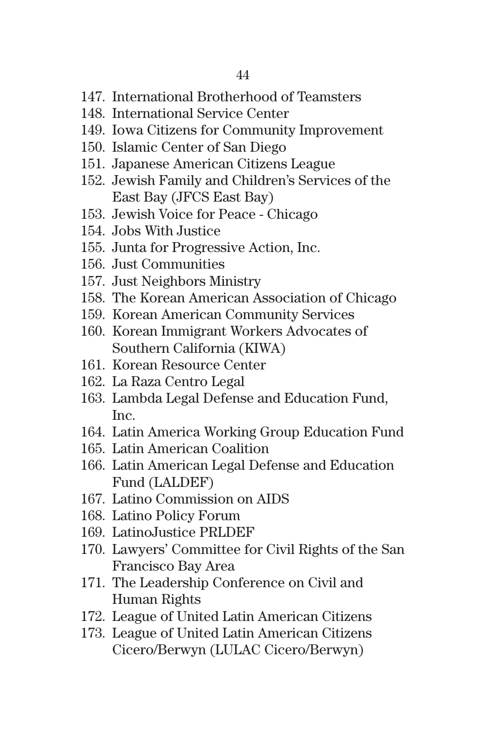147. International Brotherhood of Teamsters
148. International Service Center
149. Iowa Citizens for Community Improvement
150. Islamic Center of San Diego
151. Japanese American Citizens League
152. Jewish Family and Children's Services of the East Bay (JFCS East Bay)
153. Jewish Voice for Peace - Chicago
154. Jobs With Justice
155. Junta for Progressive Action, Inc.
156. Just Communities
157. Just Neighbors Ministry
158. The Korean American Association of Chicago
159. Korean American Community Services
160. Korean Immigrant Workers Advocates of Southern California (KIWA)
161. Korean Resource Center
162. La Raza Centro Legal
163. Lambda Legal Defense and Education Fund, Inc.
164. Latin America Working Group Education Fund
165. Latin American Coalition
166. Latin American Legal Defense and Education Fund (LALDEF)
167. Latino Commission on AIDS
168. Latino Policy Forum
169. LatinoJustice PRLDEF
170. Lawyers' Committee for Civil Rights of the San Francisco Bay Area
171. The Leadership Conference on Civil and Human Rights
172. League of United Latin American Citizens
173. League of United Latin American Citizens Cicero/Berwyn (LULAC Cicero/Berwyn)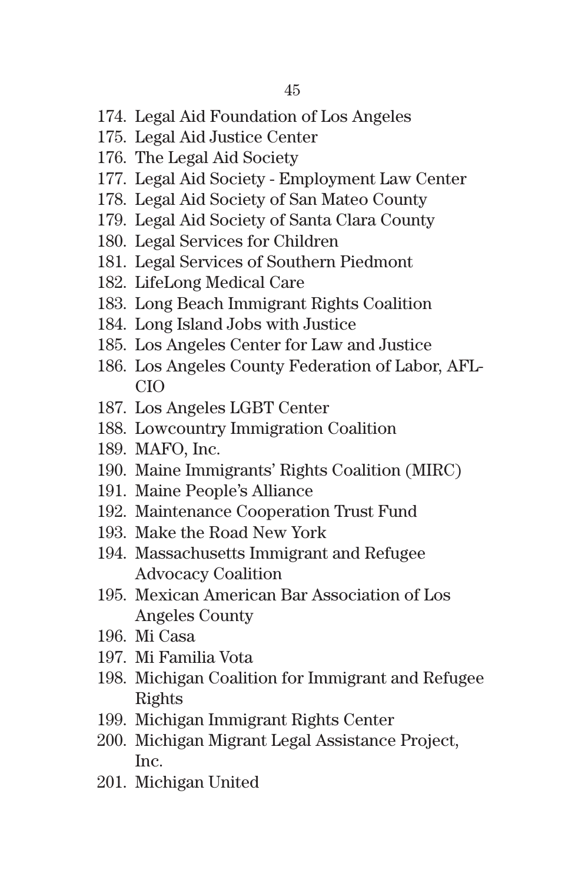174. Legal Aid Foundation of Los Angeles
175. Legal Aid Justice Center
176. The Legal Aid Society
177. Legal Aid Society - Employment Law Center
178. Legal Aid Society of San Mateo County
179. Legal Aid Society of Santa Clara County
180. Legal Services for Children
181. Legal Services of Southern Piedmont
182. LifeLong Medical Care
183. Long Beach Immigrant Rights Coalition
184. Long Island Jobs with Justice
185. Los Angeles Center for Law and Justice
186. Los Angeles County Federation of Labor, AFL-CIO
187. Los Angeles LGBT Center
188. Lowcountry Immigration Coalition
189. MAFO, Inc.
190. Maine Immigrants' Rights Coalition (MIRC)
191. Maine People's Alliance
192. Maintenance Cooperation Trust Fund
193. Make the Road New York
194. Massachusetts Immigrant and Refugee Advocacy Coalition
195. Mexican American Bar Association of Los Angeles County
196. Mi Casa
197. Mi Familia Vota
198. Michigan Coalition for Immigrant and Refugee Rights
199. Michigan Immigrant Rights Center
200. Michigan Migrant Legal Assistance Project, Inc.
201. Michigan United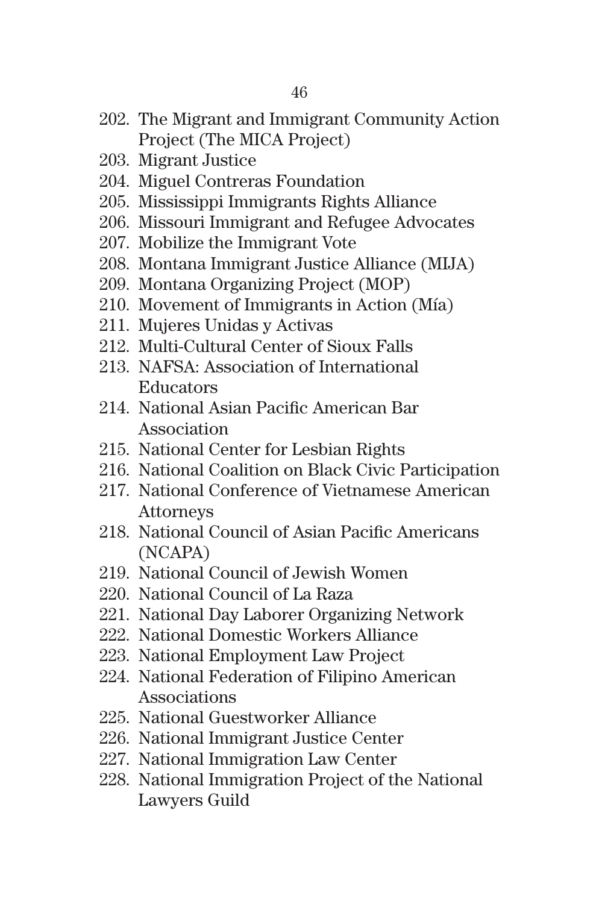202. The Migrant and Immigrant Community Action Project (The MICA Project)
203. Migrant Justice
204. Miguel Contreras Foundation
205. Mississippi Immigrants Rights Alliance
206. Missouri Immigrant and Refugee Advocates
207. Mobilize the Immigrant Vote
208. Montana Immigrant Justice Alliance (MIJA)
209. Montana Organizing Project (MOP)
210. Movement of Immigrants in Action (Mía)
211. Mujeres Unidas y Activas
212. Multi-Cultural Center of Sioux Falls
213. NAFSA: Association of International Educators
214. National Asian Pacific American Bar Association
215. National Center for Lesbian Rights
216. National Coalition on Black Civic Participation
217. National Conference of Vietnamese American Attorneys
218. National Council of Asian Pacific Americans (NCAPA)
219. National Council of Jewish Women
220. National Council of La Raza
221. National Day Laborer Organizing Network
222. National Domestic Workers Alliance
223. National Employment Law Project
224. National Federation of Filipino American Associations
225. National Guestworker Alliance
226. National Immigrant Justice Center
227. National Immigration Law Center
228. National Immigration Project of the National Lawyers Guild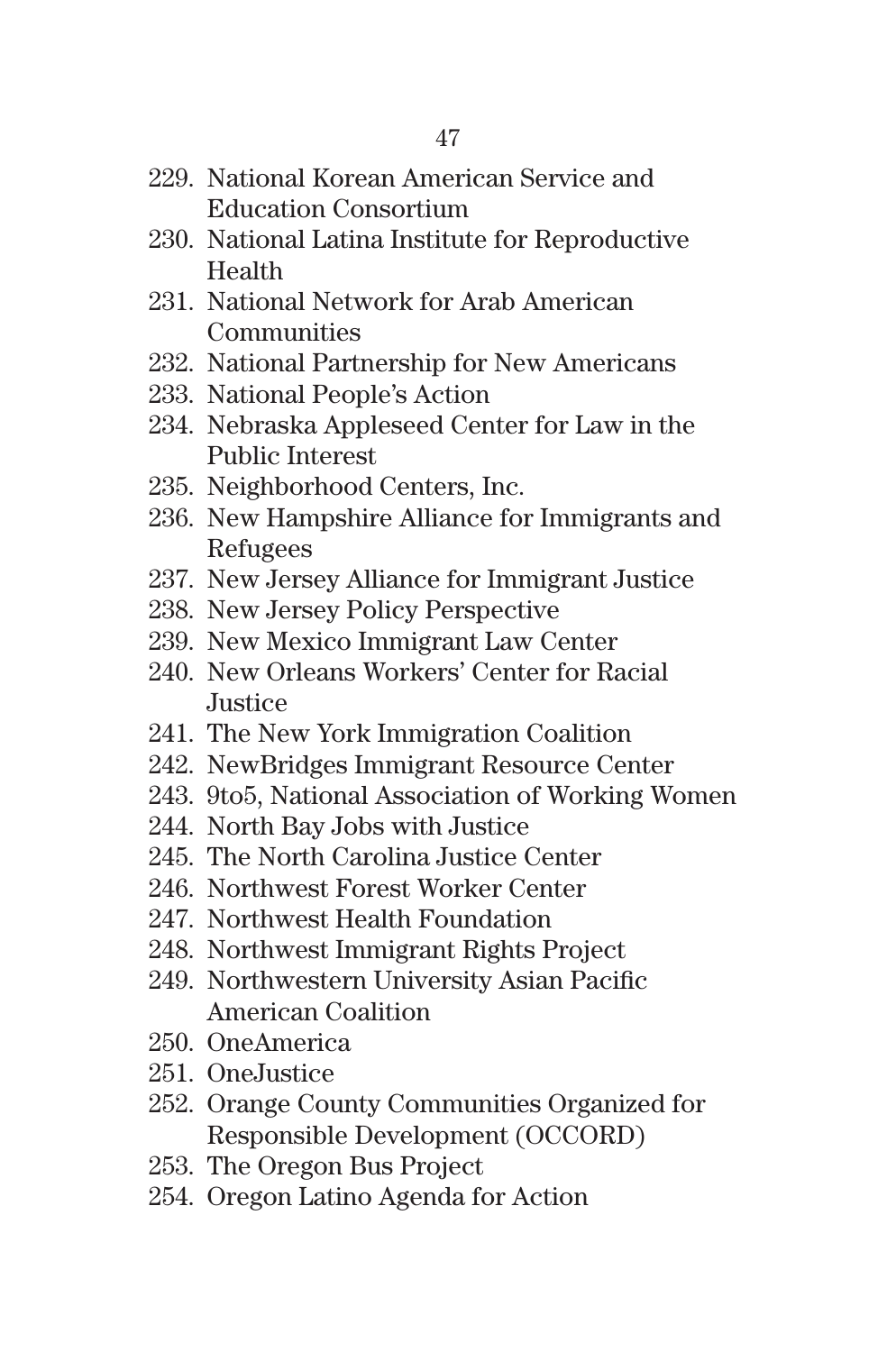229. National Korean American Service and Education Consortium
230. National Latina Institute for Reproductive Health
231. National Network for Arab American Communities
232. National Partnership for New Americans
233. National People's Action
234. Nebraska Appleseed Center for Law in the Public Interest
235. Neighborhood Centers, Inc.
236. New Hampshire Alliance for Immigrants and Refugees
237. New Jersey Alliance for Immigrant Justice
238. New Jersey Policy Perspective
239. New Mexico Immigrant Law Center
240. New Orleans Workers' Center for Racial Justice
241. The New York Immigration Coalition
242. NewBridges Immigrant Resource Center
243. 9to5, National Association of Working Women
244. North Bay Jobs with Justice
245. The North Carolina Justice Center
246. Northwest Forest Worker Center
247. Northwest Health Foundation
248. Northwest Immigrant Rights Project
249. Northwestern University Asian Pacific American Coalition
250. OneAmerica
251. OneJustice
252. Orange County Communities Organized for Responsible Development (OCCORD)
253. The Oregon Bus Project
254. Oregon Latino Agenda for Action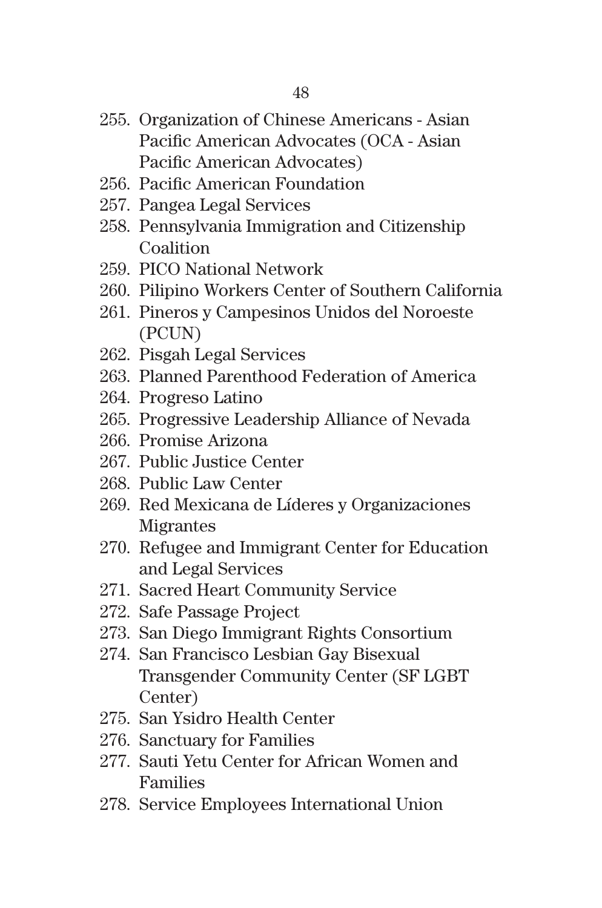255. Organization of Chinese Americans - Asian Pacific American Advocates (OCA - Asian Pacific American Advocates)
256. Pacific American Foundation
257. Pangea Legal Services
258. Pennsylvania Immigration and Citizenship Coalition
259. PICO National Network
260. Pilipino Workers Center of Southern California
261. Pineros y Campesinos Unidos del Noroeste (PCUN)
262. Pisgah Legal Services
263. Planned Parenthood Federation of America
264. Progreso Latino
265. Progressive Leadership Alliance of Nevada
266. Promise Arizona
267. Public Justice Center
268. Public Law Center
269. Red Mexicana de Líderes y Organizaciones Migrantes
270. Refugee and Immigrant Center for Education and Legal Services
271. Sacred Heart Community Service
272. Safe Passage Project
273. San Diego Immigrant Rights Consortium
274. San Francisco Lesbian Gay Bisexual Transgender Community Center (SF LGBT Center)
275. San Ysidro Health Center
276. Sanctuary for Families
277. Sauti Yetu Center for African Women and Families
278. Service Employees International Union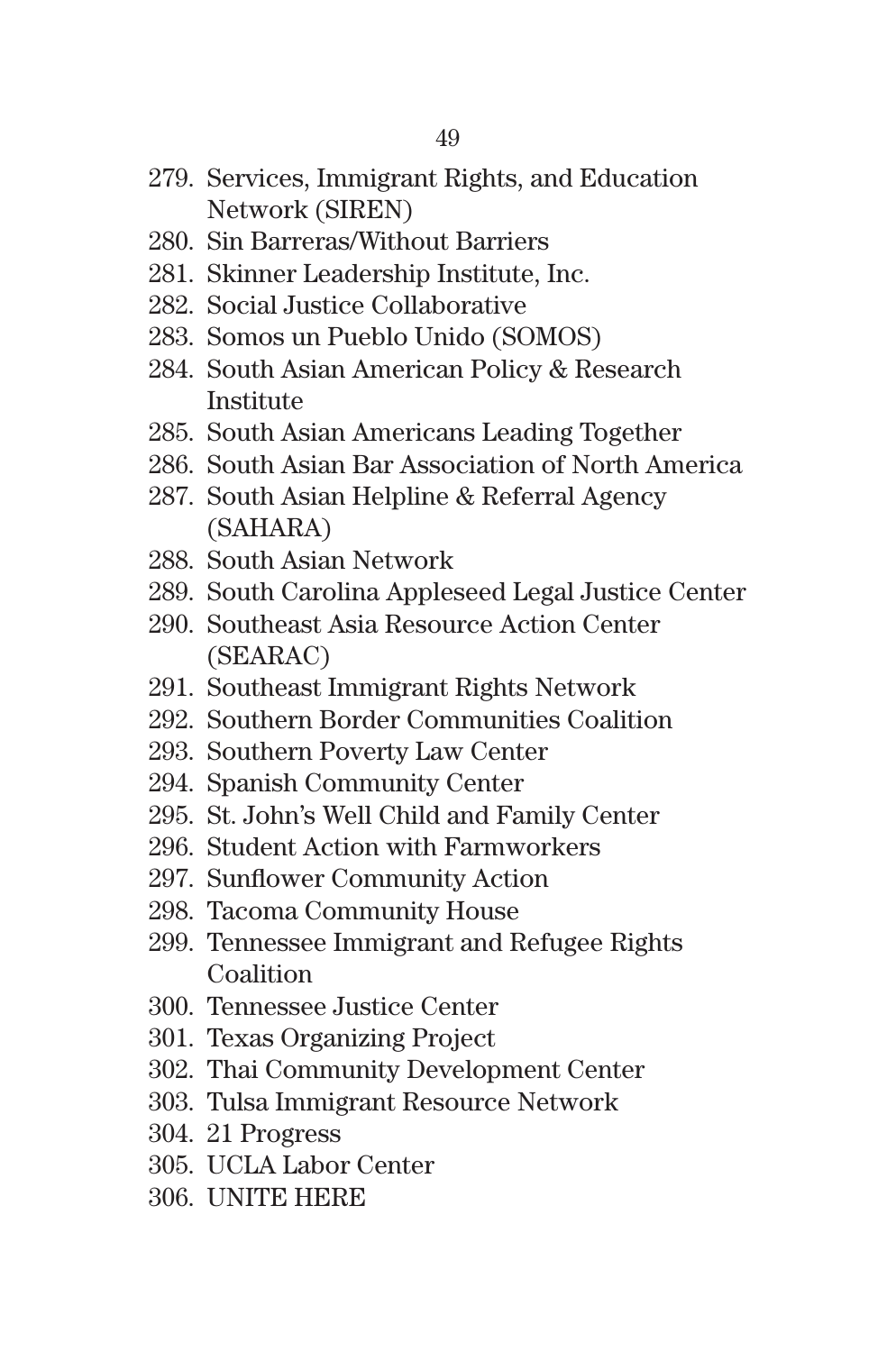279. Services, Immigrant Rights, and Education Network (SIREN)
280. Sin Barreras/Without Barriers
281. Skinner Leadership Institute, Inc.
282. Social Justice Collaborative
283. Somos un Pueblo Unido (SOMOS)
284. South Asian American Policy & Research Institute
285. South Asian Americans Leading Together
286. South Asian Bar Association of North America
287. South Asian Helpline & Referral Agency (SAHARA)
288. South Asian Network
289. South Carolina Appleseed Legal Justice Center
290. Southeast Asia Resource Action Center (SEARAC)
291. Southeast Immigrant Rights Network
292. Southern Border Communities Coalition
293. Southern Poverty Law Center
294. Spanish Community Center
295. St. John's Well Child and Family Center
296. Student Action with Farmworkers
297. Sunflower Community Action
298. Tacoma Community House
299. Tennessee Immigrant and Refugee Rights Coalition
300. Tennessee Justice Center
301. Texas Organizing Project
302. Thai Community Development Center
303. Tulsa Immigrant Resource Network
304. 21 Progress
305. UCLA Labor Center
306. UNITE HERE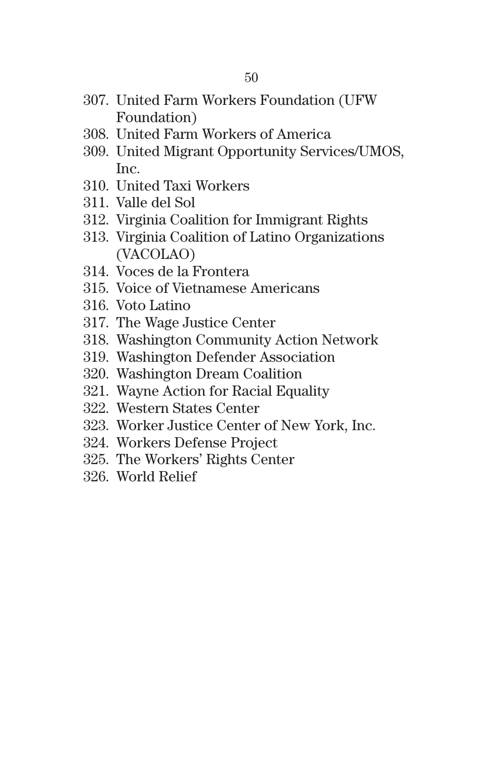307. United Farm Workers Foundation (UFW Foundation)
308. United Farm Workers of America
309. United Migrant Opportunity Services/UMOS, Inc.
310. United Taxi Workers
311. Valle del Sol
312. Virginia Coalition for Immigrant Rights
313. Virginia Coalition of Latino Organizations (VACOLAO)
314. Voces de la Frontera
315. Voice of Vietnamese Americans
316. Voto Latino
317. The Wage Justice Center
318. Washington Community Action Network
319. Washington Defender Association
320. Washington Dream Coalition
321. Wayne Action for Racial Equality
322. Western States Center
323. Worker Justice Center of New York, Inc.
324. Workers Defense Project
325. The Workers' Rights Center
326. World Relief